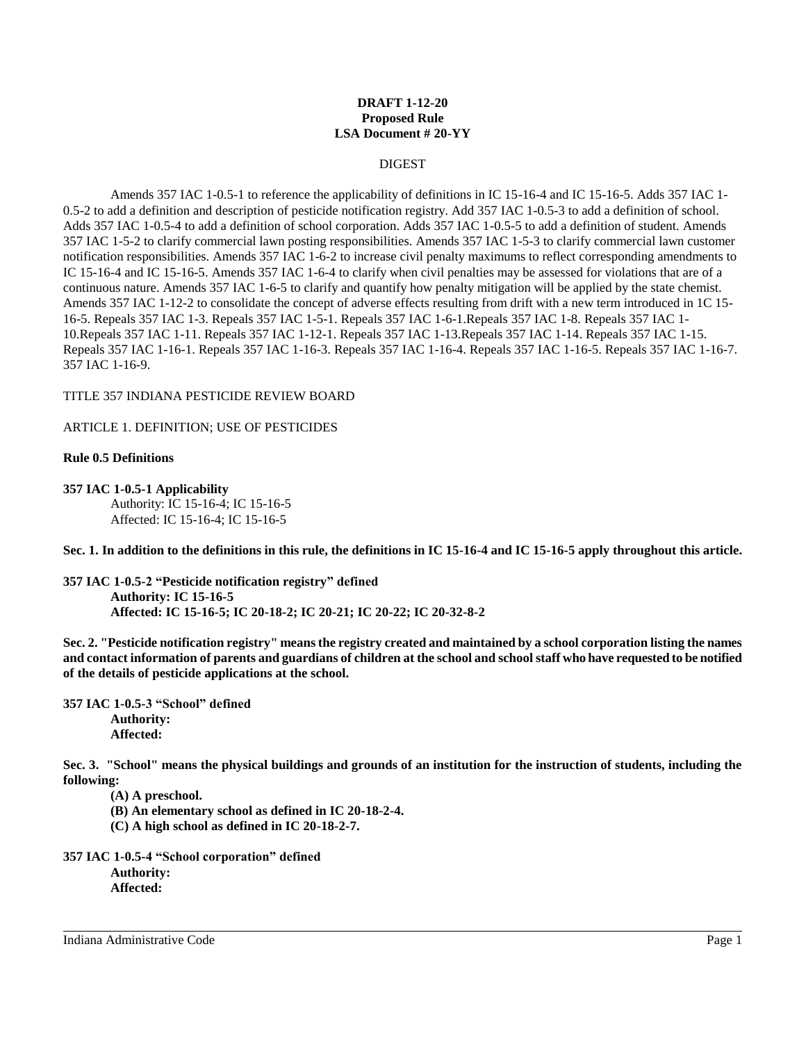**DRAFT 1-12-20**
**Proposed Rule**
**LSA Document # 20-YY**

DIGEST

Amends 357 IAC 1-0.5-1 to reference the applicability of definitions in IC 15-16-4 and IC 15-16-5. Adds 357 IAC 1-0.5-2 to add a definition and description of pesticide notification registry. Add 357 IAC 1-0.5-3 to add a definition of school. Adds 357 IAC 1-0.5-4 to add a definition of school corporation. Adds 357 IAC 1-0.5-5 to add a definition of student. Amends 357 IAC 1-5-2 to clarify commercial lawn posting responsibilities. Amends 357 IAC 1-5-3 to clarify commercial lawn customer notification responsibilities. Amends 357 IAC 1-6-2 to increase civil penalty maximums to reflect corresponding amendments to IC 15-16-4 and IC 15-16-5. Amends 357 IAC 1-6-4 to clarify when civil penalties may be assessed for violations that are of a continuous nature. Amends 357 IAC 1-6-5 to clarify and quantify how penalty mitigation will be applied by the state chemist. Amends 357 IAC 1-12-2 to consolidate the concept of adverse effects resulting from drift with a new term introduced in 1C 15-16-5. Repeals 357 IAC 1-3. Repeals 357 IAC 1-5-1. Repeals 357 IAC 1-6-1.Repeals 357 IAC 1-8. Repeals 357 IAC 1-10.Repeals 357 IAC 1-11. Repeals 357 IAC 1-12-1. Repeals 357 IAC 1-13.Repeals 357 IAC 1-14. Repeals 357 IAC 1-15. Repeals 357 IAC 1-16-1. Repeals 357 IAC 1-16-3. Repeals 357 IAC 1-16-4. Repeals 357 IAC 1-16-5. Repeals 357 IAC 1-16-7. 357 IAC 1-16-9.

TITLE 357 INDIANA PESTICIDE REVIEW BOARD

ARTICLE 1. DEFINITION; USE OF PESTICIDES

**Rule 0.5 Definitions**

**357 IAC 1-0.5-1 Applicability**
Authority: IC 15-16-4; IC 15-16-5
Affected: IC 15-16-4; IC 15-16-5

**Sec. 1. In addition to the definitions in this rule, the definitions in IC 15-16-4 and IC 15-16-5 apply throughout this article.**

**357 IAC 1-0.5-2 "Pesticide notification registry" defined**
**Authority: IC 15-16-5**
**Affected: IC 15-16-5; IC 20-18-2; IC 20-21; IC 20-22; IC 20-32-8-2**

**Sec. 2. "Pesticide notification registry" means the registry created and maintained by a school corporation listing the names and contact information of parents and guardians of children at the school and school staff who have requested to be notified of the details of pesticide applications at the school.**

**357 IAC 1-0.5-3 "School" defined**
**Authority:**
**Affected:**

**Sec. 3. "School" means the physical buildings and grounds of an institution for the instruction of students, including the following:**

**(A) A preschool.**
**(B) An elementary school as defined in IC 20-18-2-4.**
**(C) A high school as defined in IC 20-18-2-7.**

**357 IAC 1-0.5-4 "School corporation" defined**
**Authority:**
**Affected:**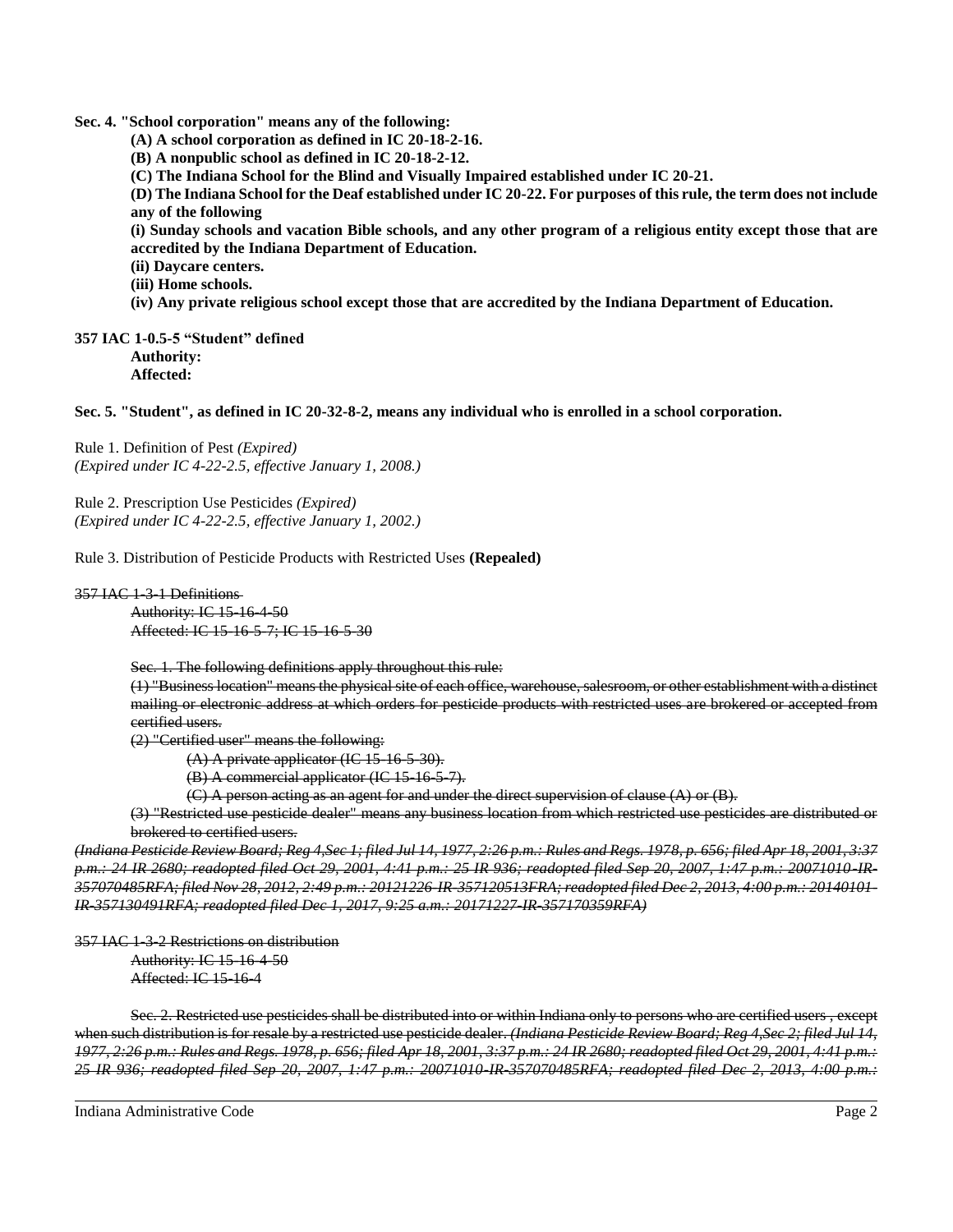**Sec. 4. "School corporation" means any of the following:**

**(A) A school corporation as defined in IC 20-18-2-16.**

**(B) A nonpublic school as defined in IC 20-18-2-12.**

**(C) The Indiana School for the Blind and Visually Impaired established under IC 20-21.**

**(D) The Indiana School for the Deaf established under IC 20-22. For purposes of this rule, the term does not include any of the following**

**(i) Sunday schools and vacation Bible schools, and any other program of a religious entity except those that are accredited by the Indiana Department of Education.**

**(ii) Daycare centers.**

**(iii) Home schools.**

**(iv) Any private religious school except those that are accredited by the Indiana Department of Education.**

**357 IAC 1-0.5-5 "Student" defined**

**Authority:**

**Affected:**

**Sec. 5. "Student", as defined in IC 20-32-8-2, means any individual who is enrolled in a school corporation.**

Rule 1. Definition of Pest *(Expired)*

*(Expired under IC 4-22-2.5, effective January 1, 2008.)*

Rule 2. Prescription Use Pesticides *(Expired)*

*(Expired under IC 4-22-2.5, effective January 1, 2002.)*

Rule 3. Distribution of Pesticide Products with Restricted Uses **(Repealed)**

~~357 IAC 1-3-1 Definitions~~

~~Authority: IC 15-16-4-50~~

~~Affected: IC 15-16-5-7; IC 15-16-5-30~~

~~Sec. 1. The following definitions apply throughout this rule:~~

~~(1) "Business location" means the physical site of each office, warehouse, salesroom, or other establishment with a distinct mailing or electronic address at which orders for pesticide products with restricted uses are brokered or accepted from certified users.~~

~~(2) "Certified user" means the following:~~

~~(A) A private applicator (IC 15-16-5-30).~~

~~(B) A commercial applicator (IC 15-16-5-7).~~

~~(C) A person acting as an agent for and under the direct supervision of clause (A) or (B).~~

~~(3) "Restricted use pesticide dealer" means any business location from which restricted use pesticides are distributed or brokered to certified users.~~

~~*(Indiana Pesticide Review Board; Reg 4,Sec 1; filed Jul 14, 1977, 2:26 p.m.: Rules and Regs. 1978, p. 656; filed Apr 18, 2001, 3:37 p.m.: 24 IR 2680; readopted filed Oct 29, 2001, 4:41 p.m.: 25 IR 936; readopted filed Sep 20, 2007, 1:47 p.m.: 20071010-IR-357070485RFA; filed Nov 28, 2012, 2:49 p.m.: 20121226-IR-357120513FRA; readopted filed Dec 2, 2013, 4:00 p.m.: 20140101-IR-357130491RFA; readopted filed Dec 1, 2017, 9:25 a.m.: 20171227-IR-357170359RFA)*~~

~~357 IAC 1-3-2 Restrictions on distribution~~

~~Authority: IC 15-16-4-50~~

~~Affected: IC 15-16-4~~

~~Sec. 2. Restricted use pesticides shall be distributed into or within Indiana only to persons who are certified users , except when such distribution is for resale by a restricted use pesticide dealer. *(Indiana Pesticide Review Board; Reg 4,Sec 2; filed Jul 14, 1977, 2:26 p.m.: Rules and Regs. 1978, p. 656; filed Apr 18, 2001, 3:37 p.m.: 24 IR 2680; readopted filed Oct 29, 2001, 4:41 p.m.: 25 IR 936; readopted filed Sep 20, 2007, 1:47 p.m.: 20071010-IR-357070485RFA; readopted filed Dec 2, 2013, 4:00 p.m.:*~~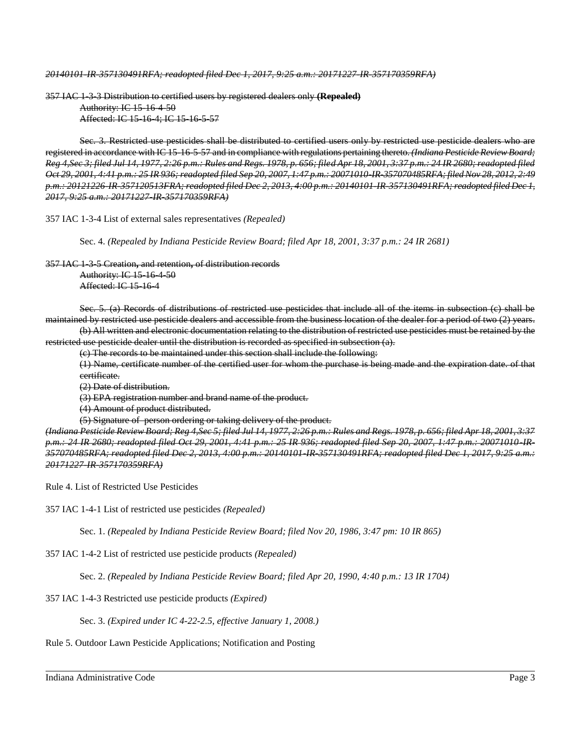~~*20140101-IR-357130491RFA; readopted filed Dec 1, 2017, 9:25 a.m.: 20171227-IR-357170359RFA)*~~

~~357 IAC 1-3-3 Distribution to certified users by registered dealers only~~ ~~**(Repealed)**~~

~~Authority: IC 15-16-4-50~~
~~Affected: IC 15-16-4; IC 15-16-5-57~~

~~Sec. 3. Restricted use pesticides shall be distributed to certified users only by restricted use pesticide dealers who are registered in accordance with IC 15-16-5-57 and in compliance with regulations pertaining thereto.~~ ~~*(Indiana Pesticide Review Board; Reg 4,Sec 3; filed Jul 14, 1977, 2:26 p.m.: Rules and Regs. 1978, p. 656; filed Apr 18, 2001, 3:37 p.m.: 24 IR 2680; readopted filed Oct 29, 2001, 4:41 p.m.: 25 IR 936; readopted filed Sep 20, 2007, 1:47 p.m.: 20071010-IR-357070485RFA; filed Nov 28, 2012, 2:49 p.m.: 20121226-IR-357120513FRA; readopted filed Dec 2, 2013, 4:00 p.m.: 20140101-IR-357130491RFA; readopted filed Dec 1, 2017, 9:25 a.m.: 20171227-IR-357170359RFA)*~~

357 IAC 1-3-4 List of external sales representatives *(Repealed)*

Sec. 4. *(Repealed by Indiana Pesticide Review Board; filed Apr 18, 2001, 3:37 p.m.: 24 IR 2681)*

~~357 IAC 1-3-5 Creation, and retention, of distribution records~~

~~Authority: IC 15-16-4-50~~
~~Affected: IC 15-16-4~~

~~Sec. 5. (a) Records of distributions of restricted use pesticides that include all of the items in subsection (c) shall be maintained by restricted use pesticide dealers and accessible from the business location of the dealer for a period of two (2) years.~~

~~(b) All written and electronic documentation relating to the distribution of restricted use pesticides must be retained by the restricted use pesticide dealer until the distribution is recorded as specified in subsection (a).~~

~~(c) The records to be maintained under this section shall include the following:~~

~~(1) Name, certificate number of the certified user for whom the purchase is being made and the expiration date. of that certificate.~~

~~(2) Date of distribution.~~

~~(3) EPA registration number and brand name of the product.~~

~~(4) Amount of product distributed.~~

~~(5) Signature of person ordering or taking delivery of the product.~~

~~*(Indiana Pesticide Review Board; Reg 4,Sec 5; filed Jul 14, 1977, 2:26 p.m.: Rules and Regs. 1978, p. 656; filed Apr 18, 2001, 3:37 p.m.: 24 IR 2680; readopted filed Oct 29, 2001, 4:41 p.m.: 25 IR 936; readopted filed Sep 20, 2007, 1:47 p.m.: 20071010-IR-357070485RFA; readopted filed Dec 2, 2013, 4:00 p.m.: 20140101-IR-357130491RFA; readopted filed Dec 1, 2017, 9:25 a.m.: 20171227-IR-357170359RFA)*~~

Rule 4. List of Restricted Use Pesticides

357 IAC 1-4-1 List of restricted use pesticides *(Repealed)*

Sec. 1. *(Repealed by Indiana Pesticide Review Board; filed Nov 20, 1986, 3:47 pm: 10 IR 865)*

357 IAC 1-4-2 List of restricted use pesticide products *(Repealed)*

Sec. 2. *(Repealed by Indiana Pesticide Review Board; filed Apr 20, 1990, 4:40 p.m.: 13 IR 1704)*

357 IAC 1-4-3 Restricted use pesticide products *(Expired)*

Sec. 3. *(Expired under IC 4-22-2.5, effective January 1, 2008.)*

Rule 5. Outdoor Lawn Pesticide Applications; Notification and Posting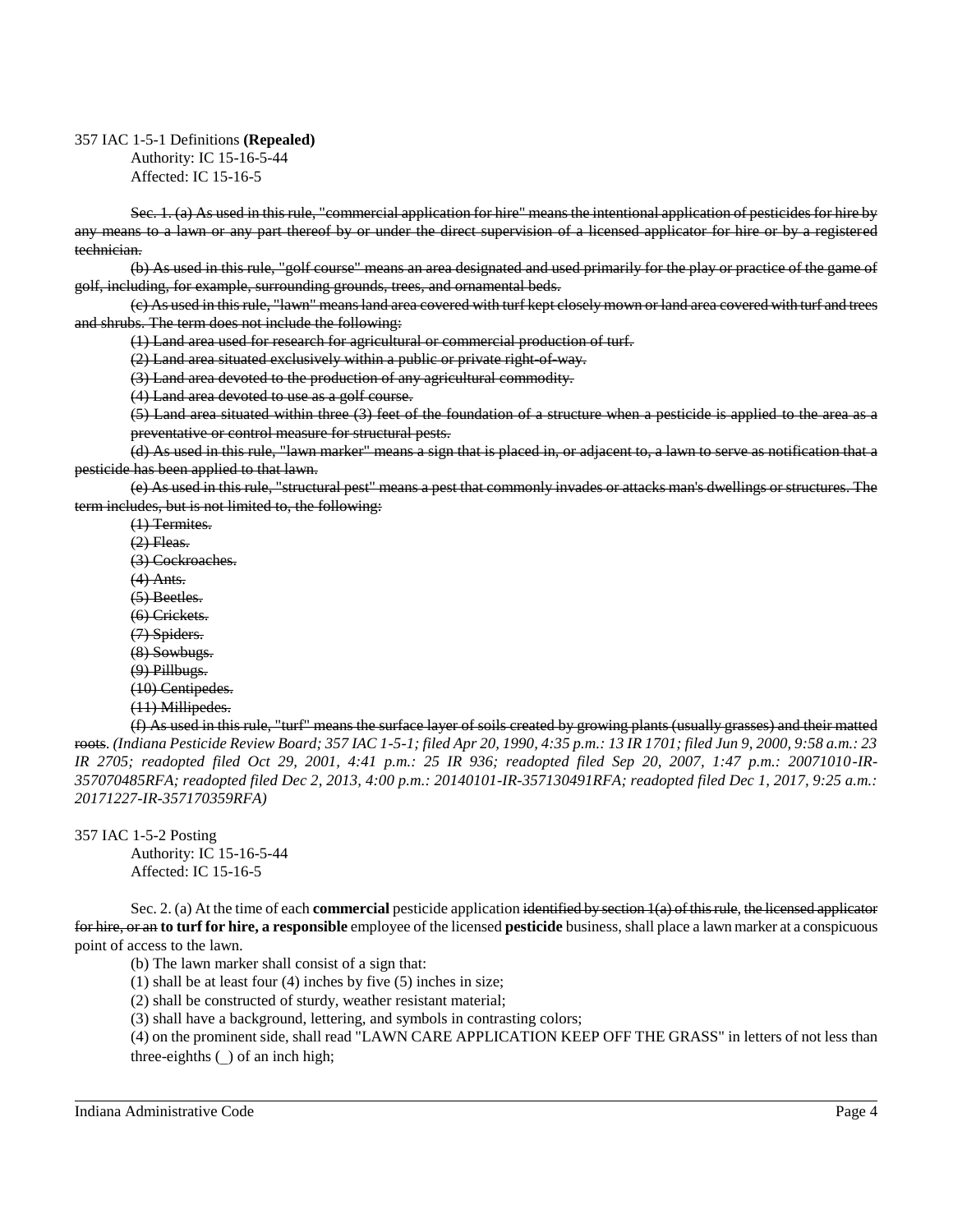357 IAC 1-5-1 Definitions **(Repealed)**

Authority: IC 15-16-5-44
Affected: IC 15-16-5

~~Sec. 1. (a) As used in this rule, "commercial application for hire" means the intentional application of pesticides for hire by any means to a lawn or any part thereof by or under the direct supervision of a licensed applicator for hire or by a registered technician.~~

~~(b) As used in this rule, "golf course" means an area designated and used primarily for the play or practice of the game of golf, including, for example, surrounding grounds, trees, and ornamental beds.~~

~~(c) As used in this rule, "lawn" means land area covered with turf kept closely mown or land area covered with turf and trees and shrubs. The term does not include the following:~~

~~(1) Land area used for research for agricultural or commercial production of turf.~~

~~(2) Land area situated exclusively within a public or private right-of-way.~~

~~(3) Land area devoted to the production of any agricultural commodity.~~

~~(4) Land area devoted to use as a golf course.~~

~~(5) Land area situated within three (3) feet of the foundation of a structure when a pesticide is applied to the area as a preventative or control measure for structural pests.~~

~~(d) As used in this rule, "lawn marker" means a sign that is placed in, or adjacent to, a lawn to serve as notification that a pesticide has been applied to that lawn.~~

~~(e) As used in this rule, "structural pest" means a pest that commonly invades or attacks man's dwellings or structures. The term includes, but is not limited to, the following:~~

~~(1) Termites.~~
~~(2) Fleas.~~
~~(3) Cockroaches.~~
~~(4) Ants.~~
~~(5) Beetles.~~
~~(6) Crickets.~~
~~(7) Spiders.~~
~~(8) Sowbugs.~~
~~(9) Pillbugs.~~
~~(10) Centipedes.~~
~~(11) Millipedes.~~

~~(f) As used in this rule, "turf" means the surface layer of soils created by growing plants (usually grasses) and their matted roots.~~ *(Indiana Pesticide Review Board; 357 IAC 1-5-1; filed Apr 20, 1990, 4:35 p.m.: 13 IR 1701; filed Jun 9, 2000, 9:58 a.m.: 23 IR 2705; readopted filed Oct 29, 2001, 4:41 p.m.: 25 IR 936; readopted filed Sep 20, 2007, 1:47 p.m.: 20071010-IR-357070485RFA; readopted filed Dec 2, 2013, 4:00 p.m.: 20140101-IR-357130491RFA; readopted filed Dec 1, 2017, 9:25 a.m.: 20171227-IR-357170359RFA)*

357 IAC 1-5-2 Posting

Authority: IC 15-16-5-44
Affected: IC 15-16-5

Sec. 2. (a) At the time of each **commercial** pesticide application ~~identified by section 1(a) of this rule, the licensed applicator for hire, or an~~ **to turf for hire, a responsible** employee of the licensed **pesticide** business, shall place a lawn marker at a conspicuous point of access to the lawn.

(b) The lawn marker shall consist of a sign that:

(1) shall be at least four (4) inches by five (5) inches in size;

(2) shall be constructed of sturdy, weather resistant material;

(3) shall have a background, lettering, and symbols in contrasting colors;

(4) on the prominent side, shall read "LAWN CARE APPLICATION KEEP OFF THE GRASS" in letters of not less than three-eighths (_) of an inch high;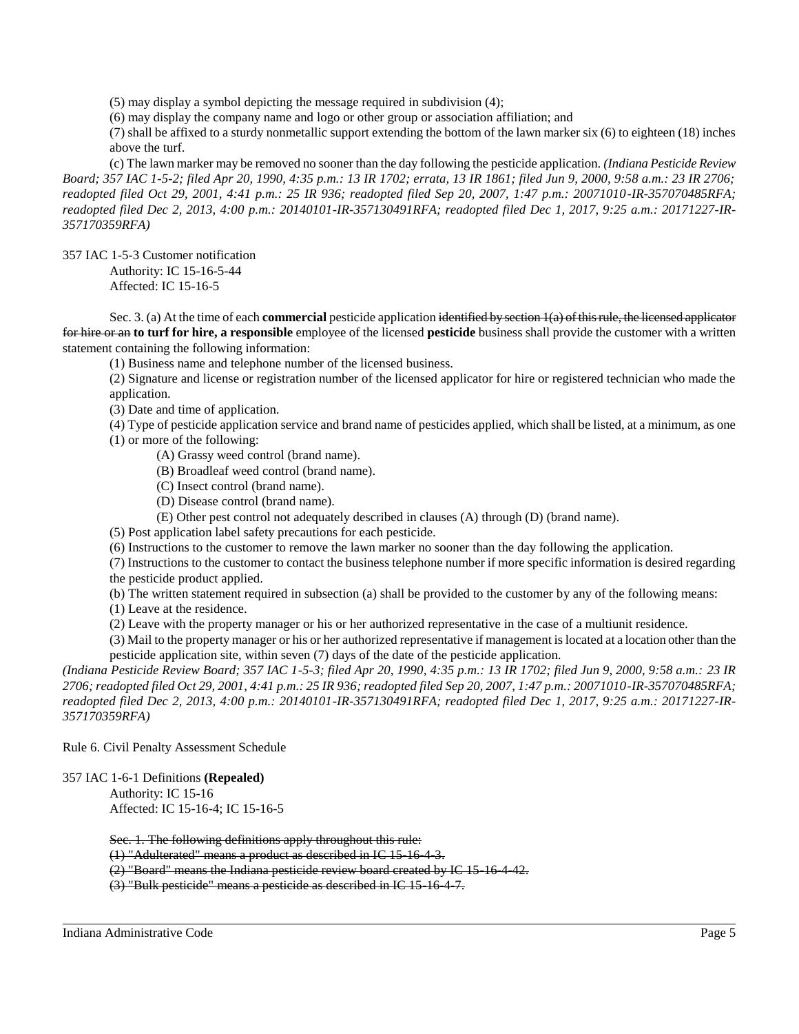(5) may display a symbol depicting the message required in subdivision (4);

(6) may display the company name and logo or other group or association affiliation; and

(7) shall be affixed to a sturdy nonmetallic support extending the bottom of the lawn marker six (6) to eighteen (18) inches above the turf.

(c) The lawn marker may be removed no sooner than the day following the pesticide application. *(Indiana Pesticide Review Board; 357 IAC 1-5-2; filed Apr 20, 1990, 4:35 p.m.: 13 IR 1702; errata, 13 IR 1861; filed Jun 9, 2000, 9:58 a.m.: 23 IR 2706; readopted filed Oct 29, 2001, 4:41 p.m.: 25 IR 936; readopted filed Sep 20, 2007, 1:47 p.m.: 20071010-IR-357070485RFA; readopted filed Dec 2, 2013, 4:00 p.m.: 20140101-IR-357130491RFA; readopted filed Dec 1, 2017, 9:25 a.m.: 20171227-IR-357170359RFA)*

357 IAC 1-5-3 Customer notification

Authority: IC 15-16-5-44

Affected: IC 15-16-5

Sec. 3. (a) At the time of each **commercial** pesticide application ~~identified by section 1(a) of this rule, the licensed applicator for hire or an~~ **to turf for hire, a responsible** employee of the licensed **pesticide** business shall provide the customer with a written statement containing the following information:

(1) Business name and telephone number of the licensed business.

(2) Signature and license or registration number of the licensed applicator for hire or registered technician who made the application.

(3) Date and time of application.

(4) Type of pesticide application service and brand name of pesticides applied, which shall be listed, at a minimum, as one (1) or more of the following:

(A) Grassy weed control (brand name).

(B) Broadleaf weed control (brand name).

(C) Insect control (brand name).

(D) Disease control (brand name).

(E) Other pest control not adequately described in clauses (A) through (D) (brand name).

(5) Post application label safety precautions for each pesticide.

(6) Instructions to the customer to remove the lawn marker no sooner than the day following the application.

(7) Instructions to the customer to contact the business telephone number if more specific information is desired regarding the pesticide product applied.

(b) The written statement required in subsection (a) shall be provided to the customer by any of the following means:

(1) Leave at the residence.

(2) Leave with the property manager or his or her authorized representative in the case of a multiunit residence.

(3) Mail to the property manager or his or her authorized representative if management is located at a location other than the pesticide application site, within seven (7) days of the date of the pesticide application.

*(Indiana Pesticide Review Board; 357 IAC 1-5-3; filed Apr 20, 1990, 4:35 p.m.: 13 IR 1702; filed Jun 9, 2000, 9:58 a.m.: 23 IR 2706; readopted filed Oct 29, 2001, 4:41 p.m.: 25 IR 936; readopted filed Sep 20, 2007, 1:47 p.m.: 20071010-IR-357070485RFA; readopted filed Dec 2, 2013, 4:00 p.m.: 20140101-IR-357130491RFA; readopted filed Dec 1, 2017, 9:25 a.m.: 20171227-IR-357170359RFA)*

Rule 6. Civil Penalty Assessment Schedule

357 IAC 1-6-1 Definitions **(Repealed)**

Authority: IC 15-16

Affected: IC 15-16-4; IC 15-16-5

~~Sec. 1. The following definitions apply throughout this rule:~~

~~(1) "Adulterated" means a product as described in IC 15-16-4-3.~~

~~(2) "Board" means the Indiana pesticide review board created by IC 15-16-4-42.~~

~~(3) "Bulk pesticide" means a pesticide as described in IC 15-16-4-7.~~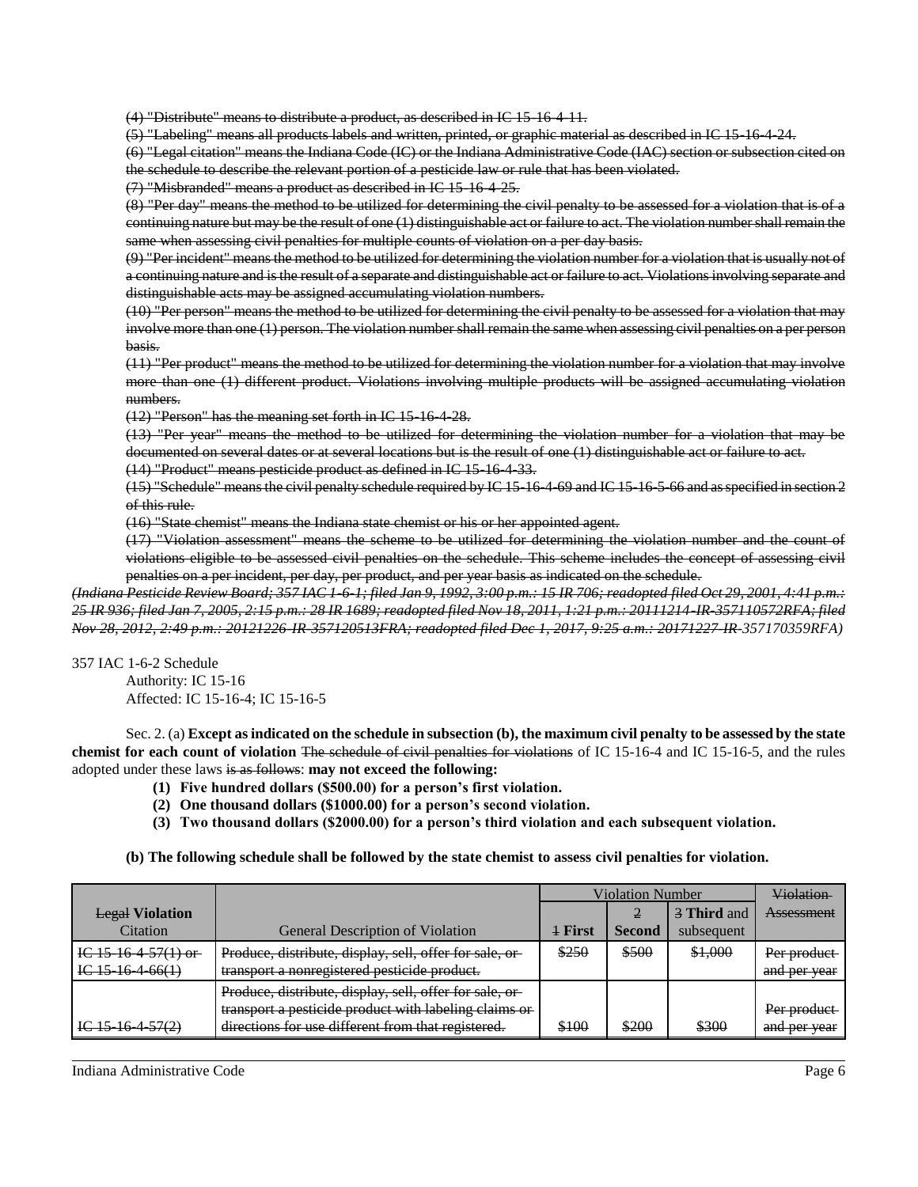~~(4) "Distribute" means to distribute a product, as described in IC 15-16-4-11.~~

~~(5) "Labeling" means all products labels and written, printed, or graphic material as described in IC 15-16-4-24.~~

~~(6) "Legal citation" means the Indiana Code (IC) or the Indiana Administrative Code (IAC) section or subsection cited on the schedule to describe the relevant portion of a pesticide law or rule that has been violated.~~

~~(7) "Misbranded" means a product as described in IC 15-16-4-25.~~

~~(8) "Per day" means the method to be utilized for determining the civil penalty to be assessed for a violation that is of a continuing nature but may be the result of one (1) distinguishable act or failure to act. The violation number shall remain the same when assessing civil penalties for multiple counts of violation on a per day basis.~~

~~(9) "Per incident" means the method to be utilized for determining the violation number for a violation that is usually not of a continuing nature and is the result of a separate and distinguishable act or failure to act. Violations involving separate and distinguishable acts may be assigned accumulating violation numbers.~~

~~(10) "Per person" means the method to be utilized for determining the civil penalty to be assessed for a violation that may involve more than one (1) person. The violation number shall remain the same when assessing civil penalties on a per person basis.~~

~~(11) "Per product" means the method to be utilized for determining the violation number for a violation that may involve more than one (1) different product. Violations involving multiple products will be assigned accumulating violation numbers.~~

~~(12) "Person" has the meaning set forth in IC 15-16-4-28.~~

~~(13) "Per year" means the method to be utilized for determining the violation number for a violation that may be documented on several dates or at several locations but is the result of one (1) distinguishable act or failure to act.~~

~~(14) "Product" means pesticide product as defined in IC 15-16-4-33.~~

~~(15) "Schedule" means the civil penalty schedule required by IC 15-16-4-69 and IC 15-16-5-66 and as specified in section 2 of this rule.~~

~~(16) "State chemist" means the Indiana state chemist or his or her appointed agent.~~

~~(17) "Violation assessment" means the scheme to be utilized for determining the violation number and the count of violations eligible to be assessed civil penalties on the schedule. This scheme includes the concept of assessing civil penalties on a per incident, per day, per product, and per year basis as indicated on the schedule.~~

~~*(Indiana Pesticide Review Board; 357 IAC 1-6-1; filed Jan 9, 1992, 3:00 p.m.: 15 IR 706; readopted filed Oct 29, 2001, 4:41 p.m.: 25 IR 936; filed Jan 7, 2005, 2:15 p.m.: 28 IR 1689; readopted filed Nov 18, 2011, 1:21 p.m.: 20111214-IR-357110572RFA; filed Nov 28, 2012, 2:49 p.m.: 20121226-IR-357120513FRA; readopted filed Dec 1, 2017, 9:25 a.m.: 20171227-IR-357170359RFA)*~~

357 IAC 1-6-2 Schedule

Authority: IC 15-16
Affected: IC 15-16-4; IC 15-16-5

Sec. 2. (a) **Except as indicated on the schedule in subsection (b), the maximum civil penalty to be assessed by the state chemist for each count of violation** ~~The schedule of civil penalties for violations~~ of IC 15-16-4 and IC 15-16-5, and the rules adopted under these laws ~~is as follows~~: **may not exceed the following:**

**(1) Five hundred dollars ($500.00) for a person's first violation.**

**(2) One thousand dollars ($1000.00) for a person's second violation.**

**(3) Two thousand dollars ($2000.00) for a person's third violation and each subsequent violation.**

**(b) The following schedule shall be followed by the state chemist to assess civil penalties for violation.**

| ~~Legal~~ **Violation** Citation | General Description of Violation | Violation Number | | | ~~Violation Assessment~~ |
|---|---|---|---|---|---|
| | | ~~1~~ **First** | ~~2~~ **Second** | ~~3~~ **Third** and subsequent | |
| ~~IC 15-16-4-57(1) or IC 15-16-4-66(1)~~ | ~~Produce, distribute, display, sell, offer for sale, or transport a nonregistered pesticide product.~~ | ~~$250~~ | ~~$500~~ | ~~$1,000~~ | ~~Per product and per year~~ |
| ~~IC 15-16-4-57(2)~~ | ~~Produce, distribute, display, sell, offer for sale, or transport a pesticide product with labeling claims or directions for use different from that registered.~~ | ~~$100~~ | ~~$200~~ | ~~$300~~ | ~~Per product and per year~~ |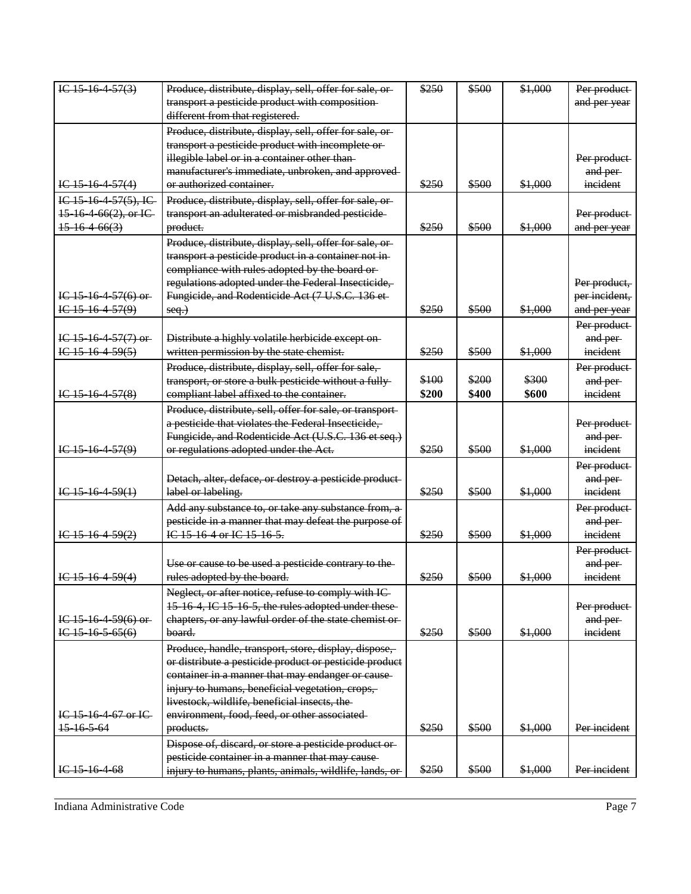| ~~IC 15-16-4-57(3)~~ | ~~Produce, distribute, display, sell, offer for sale, or transport a pesticide product with composition different from that registered.~~ | ~~$250~~ | ~~$500~~ | ~~$1,000~~ | ~~Per product and per year~~ |
|---|---|---|---|---|---|
| ~~IC 15-16-4-57(4)~~ | ~~Produce, distribute, display, sell, offer for sale, or transport a pesticide product with incomplete or illegible label or in a container other than manufacturer's immediate, unbroken, and approved or authorized container.~~ | ~~$250~~ | ~~$500~~ | ~~$1,000~~ | ~~Per product and per incident~~ |
| ~~IC 15-16-4-57(5), IC 15-16-4-66(2), or IC 15-16-4-66(3)~~ | ~~Produce, distribute, display, sell, offer for sale, or transport an adulterated or misbranded pesticide product.~~ | ~~$250~~ | ~~$500~~ | ~~$1,000~~ | ~~Per product and per year~~ |
| ~~IC 15-16-4-57(6) or IC 15-16-4-57(9)~~ | ~~Produce, distribute, display, sell, offer for sale, or transport a pesticide product in a container not in compliance with rules adopted by the board or regulations adopted under the Federal Insecticide, Fungicide, and Rodenticide Act (7 U.S.C. 136 et seq.)~~ | ~~$250~~ | ~~$500~~ | ~~$1,000~~ | ~~Per product, per incident, and per year~~ |
| ~~IC 15-16-4-57(7) or IC 15-16-4-59(5)~~ | ~~Distribute a highly volatile herbicide except on written permission by the state chemist.~~ | ~~$250~~ | ~~$500~~ | ~~$1,000~~ | ~~Per product and per incident~~ |
| ~~IC 15-16-4-57(8)~~ | ~~Produce, distribute, display, sell, offer for sale, transport, or store a bulk pesticide without a fully compliant label affixed to the container.~~ | ~~$100~~ **$200** | ~~$200~~ **$400** | ~~$300~~ **$600** | ~~Per product and per incident~~ |
| ~~IC 15-16-4-57(9)~~ | ~~Produce, distribute, sell, offer for sale, or transport a pesticide that violates the Federal Insecticide, Fungicide, and Rodenticide Act (U.S.C. 136 et seq.) or regulations adopted under the Act.~~ | ~~$250~~ | ~~$500~~ | ~~$1,000~~ | ~~Per product and per incident~~ |
| ~~IC 15-16-4-59(1)~~ | ~~Detach, alter, deface, or destroy a pesticide product label or labeling.~~ | ~~$250~~ | ~~$500~~ | ~~$1,000~~ | ~~Per product and per incident~~ |
| ~~IC 15-16-4-59(2)~~ | ~~Add any substance to, or take any substance from, a pesticide in a manner that may defeat the purpose of IC 15-16-4 or IC 15-16-5.~~ | ~~$250~~ | ~~$500~~ | ~~$1,000~~ | ~~Per product and per incident~~ |
| ~~IC 15-16-4-59(4)~~ | ~~Use or cause to be used a pesticide contrary to the rules adopted by the board.~~ | ~~$250~~ | ~~$500~~ | ~~$1,000~~ | ~~Per product and per incident~~ |
| ~~IC 15-16-4-59(6) or IC 15-16-5-65(6)~~ | ~~Neglect, or after notice, refuse to comply with IC 15-16-4, IC 15-16-5, the rules adopted under these chapters, or any lawful order of the state chemist or board.~~ | ~~$250~~ | ~~$500~~ | ~~$1,000~~ | ~~Per product and per incident~~ |
| ~~IC 15-16-4-67 or IC 15-16-5-64~~ | ~~Produce, handle, transport, store, display, dispose, or distribute a pesticide product or pesticide product container in a manner that may endanger or cause injury to humans, beneficial vegetation, crops, livestock, wildlife, beneficial insects, the environment, food, feed, or other associated products.~~ | ~~$250~~ | ~~$500~~ | ~~$1,000~~ | ~~Per incident~~ |
| ~~IC 15-16-4-68~~ | ~~Dispose of, discard, or store a pesticide product or pesticide container in a manner that may cause injury to humans, plants, animals, wildlife, lands, or~~ | ~~$250~~ | ~~$500~~ | ~~$1,000~~ | ~~Per incident~~ |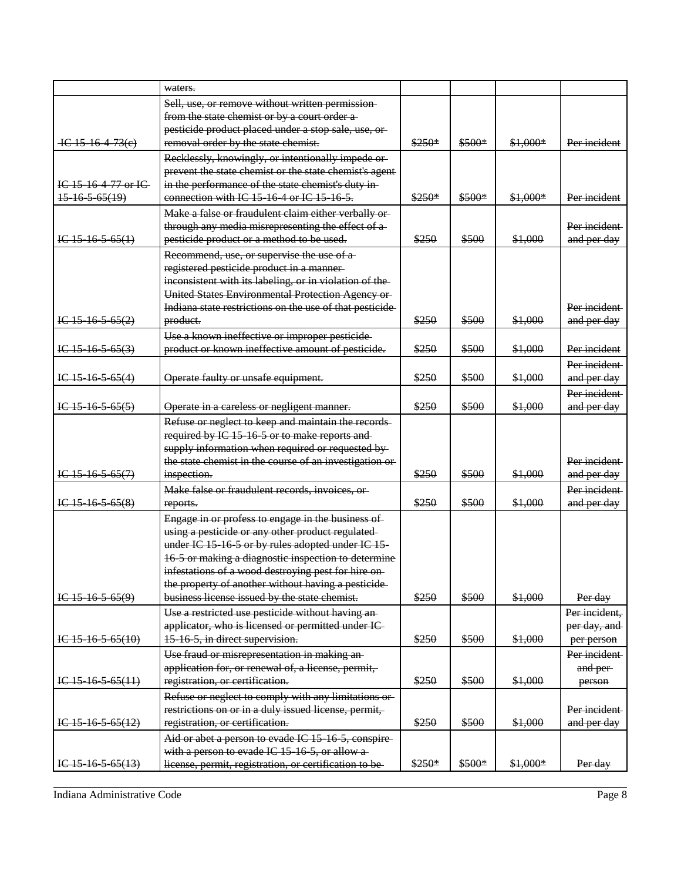| | | | | | |
|---|---|---|---|---|---|
| | ~~waters.~~ | | | | |
| ~~IC 15-16-4-73(c)~~ | ~~Sell, use, or remove without written permission from the state chemist or by a court order a pesticide product placed under a stop sale, use, or removal order by the state chemist.~~ | ~~$250*~~ | ~~$500*~~ | ~~$1,000*~~ | ~~Per incident~~ |
| ~~IC 15-16-4-77 or IC 15-16-5-65(19)~~ | ~~Recklessly, knowingly, or intentionally impede or prevent the state chemist or the state chemist's agent in the performance of the state chemist's duty in connection with IC 15-16-4 or IC 15-16-5.~~ | ~~$250*~~ | ~~$500*~~ | ~~$1,000*~~ | ~~Per incident~~ |
| ~~IC 15-16-5-65(1)~~ | ~~Make a false or fraudulent claim either verbally or through any media misrepresenting the effect of a pesticide product or a method to be used.~~ | ~~$250~~ | ~~$500~~ | ~~$1,000~~ | ~~Per incident and per day~~ |
| ~~IC 15-16-5-65(2)~~ | ~~Recommend, use, or supervise the use of a registered pesticide product in a manner inconsistent with its labeling, or in violation of the United States Environmental Protection Agency or Indiana state restrictions on the use of that pesticide product.~~ | ~~$250~~ | ~~$500~~ | ~~$1,000~~ | ~~Per incident and per day~~ |
| ~~IC 15-16-5-65(3)~~ | ~~Use a known ineffective or improper pesticide product or known ineffective amount of pesticide.~~ | ~~$250~~ | ~~$500~~ | ~~$1,000~~ | ~~Per incident~~ |
| ~~IC 15-16-5-65(4)~~ | ~~Operate faulty or unsafe equipment.~~ | ~~$250~~ | ~~$500~~ | ~~$1,000~~ | ~~Per incident and per day~~ |
| ~~IC 15-16-5-65(5)~~ | ~~Operate in a careless or negligent manner.~~ | ~~$250~~ | ~~$500~~ | ~~$1,000~~ | ~~Per incident and per day~~ |
| ~~IC 15-16-5-65(7)~~ | ~~Refuse or neglect to keep and maintain the records required by IC 15-16-5 or to make reports and supply information when required or requested by the state chemist in the course of an investigation or inspection.~~ | ~~$250~~ | ~~$500~~ | ~~$1,000~~ | ~~Per incident and per day~~ |
| ~~IC 15-16-5-65(8)~~ | ~~Make false or fraudulent records, invoices, or reports.~~ | ~~$250~~ | ~~$500~~ | ~~$1,000~~ | ~~Per incident and per day~~ |
| ~~IC 15-16-5-65(9)~~ | ~~Engage in or profess to engage in the business of using a pesticide or any other product regulated under IC 15-16-5 or by rules adopted under IC 15-16-5 or making a diagnostic inspection to determine infestations of a wood destroying pest for hire on the property of another without having a pesticide business license issued by the state chemist.~~ | ~~$250~~ | ~~$500~~ | ~~$1,000~~ | ~~Per day~~ |
| ~~IC 15-16-5-65(10)~~ | ~~Use a restricted use pesticide without having an applicator, who is licensed or permitted under IC 15-16-5, in direct supervision.~~ | ~~$250~~ | ~~$500~~ | ~~$1,000~~ | ~~Per incident, per day, and per person~~ |
| ~~IC 15-16-5-65(11)~~ | ~~Use fraud or misrepresentation in making an application for, or renewal of, a license, permit, registration, or certification.~~ | ~~$250~~ | ~~$500~~ | ~~$1,000~~ | ~~Per incident and per person~~ |
| ~~IC 15-16-5-65(12)~~ | ~~Refuse or neglect to comply with any limitations or restrictions on or in a duly issued license, permit, registration, or certification.~~ | ~~$250~~ | ~~$500~~ | ~~$1,000~~ | ~~Per incident and per day~~ |
| ~~IC 15-16-5-65(13)~~ | ~~Aid or abet a person to evade IC 15-16-5, conspire with a person to evade IC 15-16-5, or allow a license, permit, registration, or certification to be~~ | ~~$250*~~ | ~~$500*~~ | ~~$1,000*~~ | ~~Per day~~ |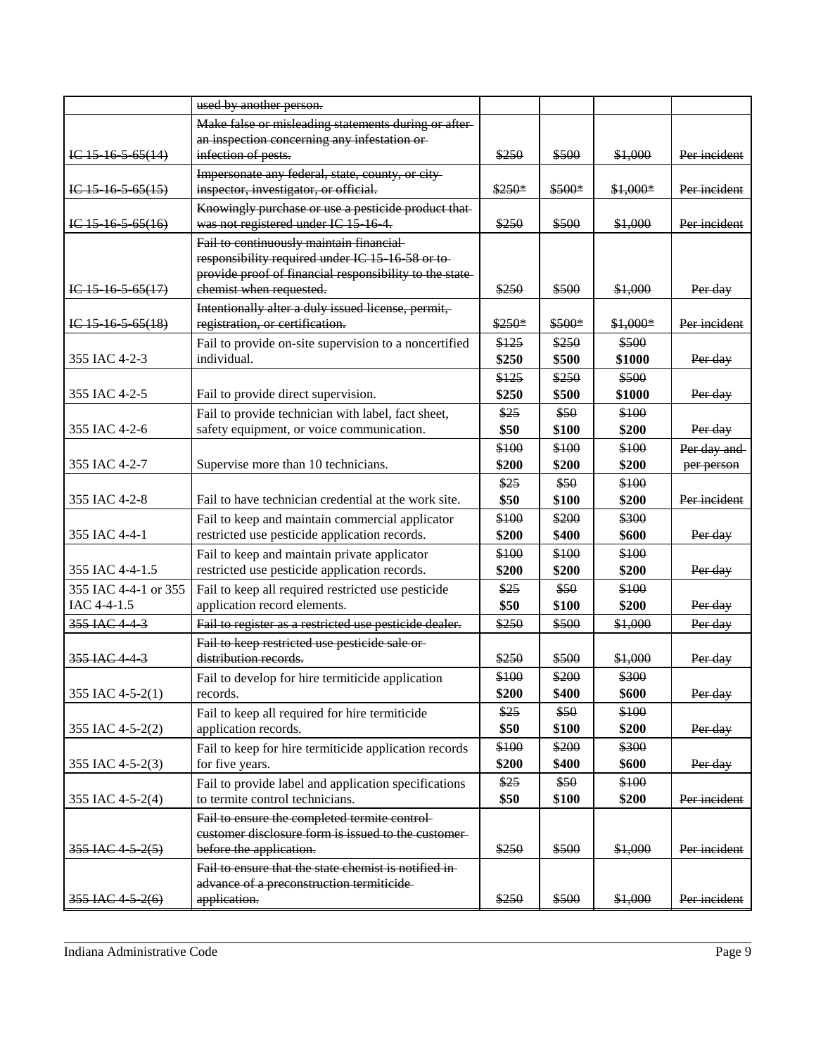| | | | | | |
|---|---|---|---|---|---|
| | ~~used by another person.~~ | | | | |
| ~~IC 15-16-5-65(14)~~ | ~~Make false or misleading statements during or after an inspection concerning any infestation or infection of pests.~~ | ~~$250~~ | ~~$500~~ | ~~$1,000~~ | ~~Per incident~~ |
| ~~IC 15-16-5-65(15)~~ | ~~Impersonate any federal, state, county, or city inspector, investigator, or official.~~ | ~~$250*~~ | ~~$500*~~ | ~~$1,000*~~ | ~~Per incident~~ |
| ~~IC 15-16-5-65(16)~~ | ~~Knowingly purchase or use a pesticide product that was not registered under IC 15-16-4.~~ | ~~$250~~ | ~~$500~~ | ~~$1,000~~ | ~~Per incident~~ |
| ~~IC 15-16-5-65(17)~~ | ~~Fail to continuously maintain financial responsibility required under IC 15-16-58 or to provide proof of financial responsibility to the state chemist when requested.~~ | ~~$250~~ | ~~$500~~ | ~~$1,000~~ | ~~Per day~~ |
| ~~IC 15-16-5-65(18)~~ | ~~Intentionally alter a duly issued license, permit, registration, or certification.~~ | ~~$250*~~ | ~~$500*~~ | ~~$1,000*~~ | ~~Per incident~~ |
| 355 IAC 4-2-3 | Fail to provide on-site supervision to a noncertified individual. | ~~$125~~ **$250** | ~~$250~~ **$500** | ~~$500~~ **$1000** | ~~Per day~~ |
| 355 IAC 4-2-5 | Fail to provide direct supervision. | ~~$125~~ **$250** | ~~$250~~ **$500** | ~~$500~~ **$1000** | ~~Per day~~ |
| 355 IAC 4-2-6 | Fail to provide technician with label, fact sheet, safety equipment, or voice communication. | ~~$25~~ **$50** | ~~$50~~ **$100** | ~~$100~~ **$200** | ~~Per day~~ |
| 355 IAC 4-2-7 | Supervise more than 10 technicians. | ~~$100~~ **$200** | ~~$100~~ **$200** | ~~$100~~ **$200** | ~~Per day and per person~~ |
| 355 IAC 4-2-8 | Fail to have technician credential at the work site. | ~~$25~~ **$50** | ~~$50~~ **$100** | ~~$100~~ **$200** | ~~Per incident~~ |
| 355 IAC 4-4-1 | Fail to keep and maintain commercial applicator restricted use pesticide application records. | ~~$100~~ **$200** | ~~$200~~ **$400** | ~~$300~~ **$600** | ~~Per day~~ |
| 355 IAC 4-4-1.5 | Fail to keep and maintain private applicator restricted use pesticide application records. | ~~$100~~ **$200** | ~~$100~~ **$200** | ~~$100~~ **$200** | ~~Per day~~ |
| 355 IAC 4-4-1 or 355 IAC 4-4-1.5 | Fail to keep all required restricted use pesticide application record elements. | ~~$25~~ **$50** | ~~$50~~ **$100** | ~~$100~~ **$200** | ~~Per day~~ |
| ~~355 IAC 4-4-3~~ | ~~Fail to register as a restricted use pesticide dealer.~~ | ~~$250~~ | ~~$500~~ | ~~$1,000~~ | ~~Per day~~ |
| ~~355 IAC 4-4-3~~ | ~~Fail to keep restricted use pesticide sale or distribution records.~~ | ~~$250~~ | ~~$500~~ | ~~$1,000~~ | ~~Per day~~ |
| 355 IAC 4-5-2(1) | Fail to develop for hire termiticide application records. | ~~$100~~ **$200** | ~~$200~~ **$400** | ~~$300~~ **$600** | ~~Per day~~ |
| 355 IAC 4-5-2(2) | Fail to keep all required for hire termiticide application records. | ~~$25~~ **$50** | ~~$50~~ **$100** | ~~$100~~ **$200** | ~~Per day~~ |
| 355 IAC 4-5-2(3) | Fail to keep for hire termiticide application records for five years. | ~~$100~~ **$200** | ~~$200~~ **$400** | ~~$300~~ **$600** | ~~Per day~~ |
| 355 IAC 4-5-2(4) | Fail to provide label and application specifications to termite control technicians. | ~~$25~~ **$50** | ~~$50~~ **$100** | ~~$100~~ **$200** | ~~Per incident~~ |
| ~~355 IAC 4-5-2(5)~~ | ~~Fail to ensure the completed termite control customer disclosure form is issued to the customer before the application.~~ | ~~$250~~ | ~~$500~~ | ~~$1,000~~ | ~~Per incident~~ |
| ~~355 IAC 4-5-2(6)~~ | ~~Fail to ensure that the state chemist is notified in advance of a preconstruction termiticide application.~~ | ~~$250~~ | ~~$500~~ | ~~$1,000~~ | ~~Per incident~~ |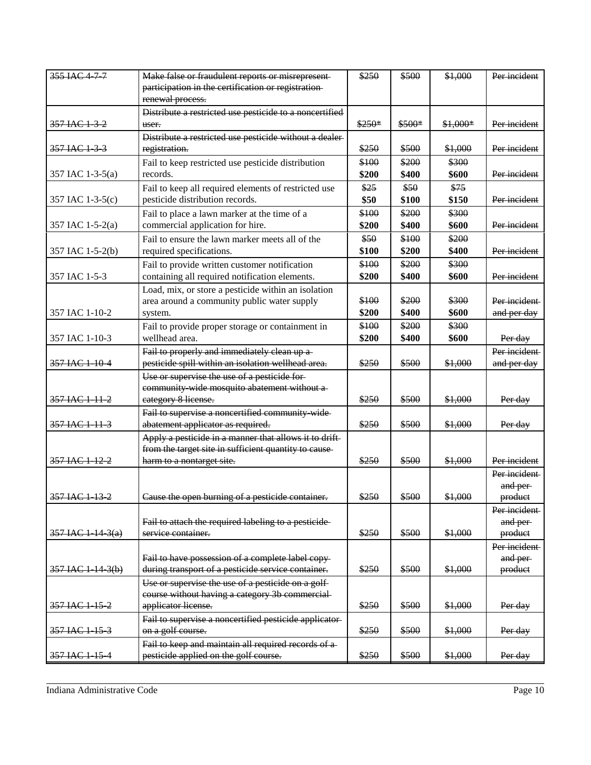| | | | | | |
|---|---|---|---|---|---|
| ~~355 IAC 4-7-7~~ | ~~Make false or fraudulent reports or misrepresent participation in the certification or registration renewal process.~~ | ~~$250~~ | ~~$500~~ | ~~$1,000~~ | ~~Per incident~~ |
| ~~357 IAC 1-3-2~~ | ~~Distribute a restricted use pesticide to a noncertified user.~~ | ~~$250*~~ | ~~$500*~~ | ~~$1,000*~~ | ~~Per incident~~ |
| ~~357 IAC 1-3-3~~ | ~~Distribute a restricted use pesticide without a dealer registration.~~ | ~~$250~~ | ~~$500~~ | ~~$1,000~~ | ~~Per incident~~ |
| 357 IAC 1-3-5(a) | Fail to keep restricted use pesticide distribution records. | ~~$100~~ **$200** | ~~$200~~ **$400** | ~~$300~~ **$600** | ~~Per incident~~ |
| 357 IAC 1-3-5(c) | Fail to keep all required elements of restricted use pesticide distribution records. | ~~$25~~ **$50** | ~~$50~~ **$100** | ~~$75~~ **$150** | ~~Per incident~~ |
| 357 IAC 1-5-2(a) | Fail to place a lawn marker at the time of a commercial application for hire. | ~~$100~~ **$200** | ~~$200~~ **$400** | ~~$300~~ **$600** | ~~Per incident~~ |
| 357 IAC 1-5-2(b) | Fail to ensure the lawn marker meets all of the required specifications. | ~~$50~~ **$100** | ~~$100~~ **$200** | ~~$200~~ **$400** | ~~Per incident~~ |
| 357 IAC 1-5-3 | Fail to provide written customer notification containing all required notification elements. | ~~$100~~ **$200** | ~~$200~~ **$400** | ~~$300~~ **$600** | ~~Per incident~~ |
| 357 IAC 1-10-2 | Load, mix, or store a pesticide within an isolation area around a community public water supply system. | ~~$100~~ **$200** | ~~$200~~ **$400** | ~~$300~~ **$600** | ~~Per incident and per day~~ |
| 357 IAC 1-10-3 | Fail to provide proper storage or containment in wellhead area. | ~~$100~~ **$200** | ~~$200~~ **$400** | ~~$300~~ **$600** | ~~Per day~~ |
| ~~357 IAC 1-10-4~~ | ~~Fail to properly and immediately clean up a pesticide spill within an isolation wellhead area.~~ | ~~$250~~ | ~~$500~~ | ~~$1,000~~ | ~~Per incident and per day~~ |
| ~~357 IAC 1-11-2~~ | ~~Use or supervise the use of a pesticide for community-wide mosquito abatement without a category 8 license.~~ | ~~$250~~ | ~~$500~~ | ~~$1,000~~ | ~~Per day~~ |
| ~~357 IAC 1-11-3~~ | ~~Fail to supervise a noncertified community-wide abatement applicator as required.~~ | ~~$250~~ | ~~$500~~ | ~~$1,000~~ | ~~Per day~~ |
| ~~357 IAC 1-12-2~~ | ~~Apply a pesticide in a manner that allows it to drift from the target site in sufficient quantity to cause harm to a nontarget site.~~ | ~~$250~~ | ~~$500~~ | ~~$1,000~~ | ~~Per incident~~ |
| ~~357 IAC 1-13-2~~ | ~~Cause the open burning of a pesticide container.~~ | ~~$250~~ | ~~$500~~ | ~~$1,000~~ | ~~Per incident and per product~~ |
| ~~357 IAC 1-14-3(a)~~ | ~~Fail to attach the required labeling to a pesticide service container.~~ | ~~$250~~ | ~~$500~~ | ~~$1,000~~ | ~~Per incident and per product~~ |
| ~~357 IAC 1-14-3(b)~~ | ~~Fail to have possession of a complete label copy during transport of a pesticide service container.~~ | ~~$250~~ | ~~$500~~ | ~~$1,000~~ | ~~Per incident and per product~~ |
| ~~357 IAC 1-15-2~~ | ~~Use or supervise the use of a pesticide on a golf course without having a category 3b commercial applicator license.~~ | ~~$250~~ | ~~$500~~ | ~~$1,000~~ | ~~Per day~~ |
| ~~357 IAC 1-15-3~~ | ~~Fail to supervise a noncertified pesticide applicator on a golf course.~~ | ~~$250~~ | ~~$500~~ | ~~$1,000~~ | ~~Per day~~ |
| ~~357 IAC 1-15-4~~ | ~~Fail to keep and maintain all required records of a pesticide applied on the golf course.~~ | ~~$250~~ | ~~$500~~ | ~~$1,000~~ | ~~Per day~~ |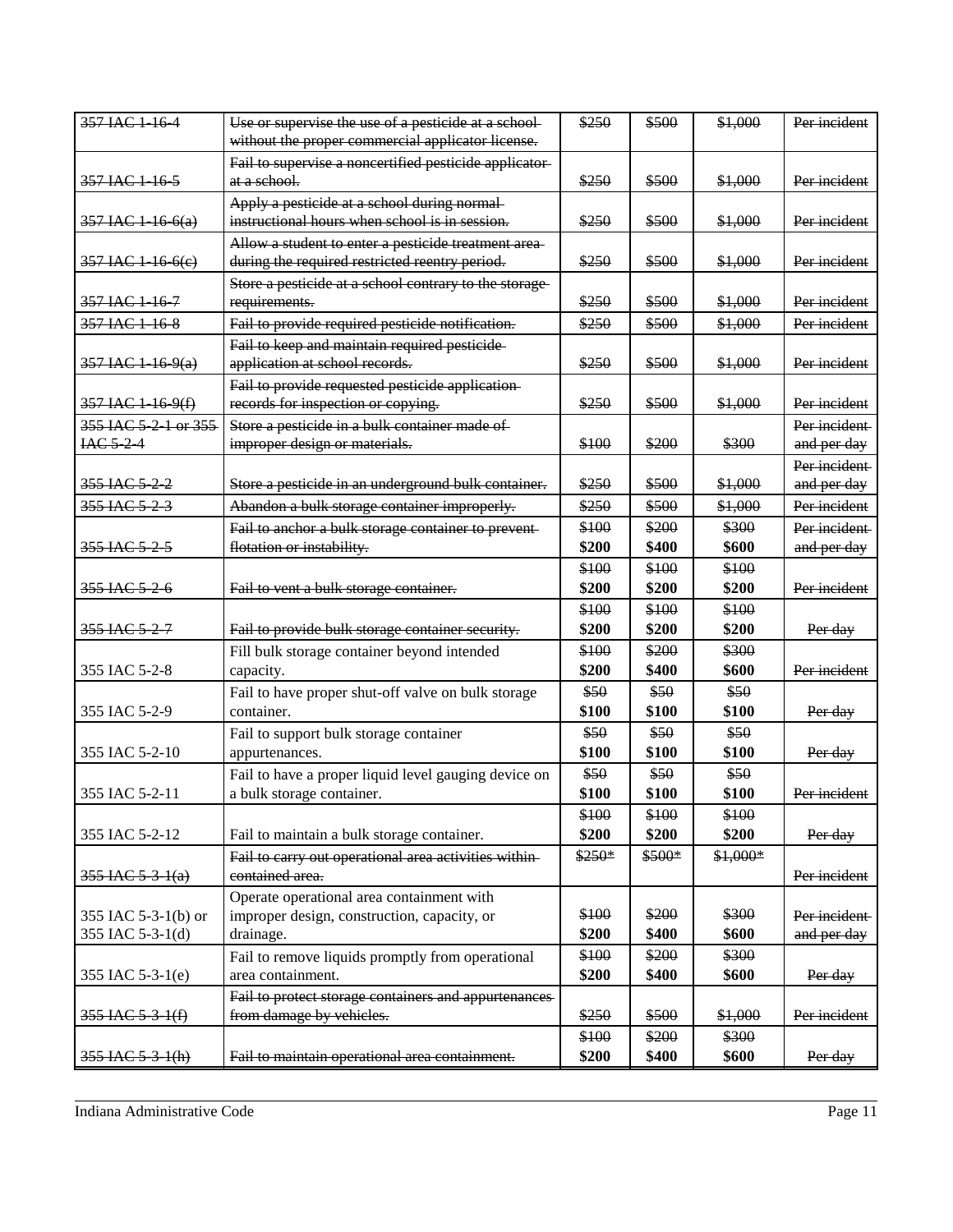| 357 IAC 1-16-4 | Use or supervise the use of a pesticide at a school without the proper commercial applicator license. | $250 | $500 | $1,000 | Per incident |
|---|---|---|---|---|---|
| 357 IAC 1-16-5 | Fail to supervise a noncertified pesticide applicator at a school. | $250 | $500 | $1,000 | Per incident |
| 357 IAC 1-16-6(a) | Apply a pesticide at a school during normal instructional hours when school is in session. | $250 | $500 | $1,000 | Per incident |
| 357 IAC 1-16-6(c) | Allow a student to enter a pesticide treatment area during the required restricted reentry period. | $250 | $500 | $1,000 | Per incident |
| 357 IAC 1-16-7 | Store a pesticide at a school contrary to the storage requirements. | $250 | $500 | $1,000 | Per incident |
| 357 IAC 1-16-8 | Fail to provide required pesticide notification. | $250 | $500 | $1,000 | Per incident |
| 357 IAC 1-16-9(a) | Fail to keep and maintain required pesticide application at school records. | $250 | $500 | $1,000 | Per incident |
| 357 IAC 1-16-9(f) | Fail to provide requested pesticide application records for inspection or copying. | $250 | $500 | $1,000 | Per incident |
| 355 IAC 5-2-1 or 355 IAC 5-2-4 | Store a pesticide in a bulk container made of improper design or materials. | $100 | $200 | $300 | Per incident and per day |
| 355 IAC 5-2-2 | Store a pesticide in an underground bulk container. | $250 | $500 | $1,000 | Per incident and per day |
| 355 IAC 5-2-3 | Abandon a bulk storage container improperly. | $250 | $500 | $1,000 | Per incident |
| 355 IAC 5-2-5 | Fail to anchor a bulk storage container to prevent flotation or instability. | $100 **$200** | $200 **$400** | $300 **$600** | Per incident and per day |
| 355 IAC 5-2-6 | Fail to vent a bulk storage container. | $100 **$200** | $100 **$200** | $100 **$200** | Per incident |
| 355 IAC 5-2-7 | Fail to provide bulk storage container security. | $100 **$200** | $100 **$200** | $100 **$200** | Per day |
| 355 IAC 5-2-8 | Fill bulk storage container beyond intended capacity. | $100 **$200** | $200 **$400** | $300 **$600** | Per incident |
| 355 IAC 5-2-9 | Fail to have proper shut-off valve on bulk storage container. | $50 **$100** | $50 **$100** | $50 **$100** | Per day |
| 355 IAC 5-2-10 | Fail to support bulk storage container appurtenances. | $50 **$100** | $50 **$100** | $50 **$100** | Per day |
| 355 IAC 5-2-11 | Fail to have a proper liquid level gauging device on a bulk storage container. | $50 **$100** | $50 **$100** | $50 **$100** | Per incident |
| 355 IAC 5-2-12 | Fail to maintain a bulk storage container. | $100 **$200** | $100 **$200** | $100 **$200** | Per day |
| 355 IAC 5-3-1(a) | Fail to carry out operational area activities within contained area. | $250* | $500* | $1,000* | Per incident |
| 355 IAC 5-3-1(b) or 355 IAC 5-3-1(d) | Operate operational area containment with improper design, construction, capacity, or drainage. | $100 **$200** | $200 **$400** | $300 **$600** | Per incident and per day |
| 355 IAC 5-3-1(e) | Fail to remove liquids promptly from operational area containment. | $100 **$200** | $200 **$400** | $300 **$600** | Per day |
| 355 IAC 5-3-1(f) | Fail to protect storage containers and appurtenances from damage by vehicles. | $250 | $500 | $1,000 | Per incident |
| 355 IAC 5-3-1(h) | Fail to maintain operational area containment. | $100 **$200** | $200 **$400** | $300 **$600** | Per day |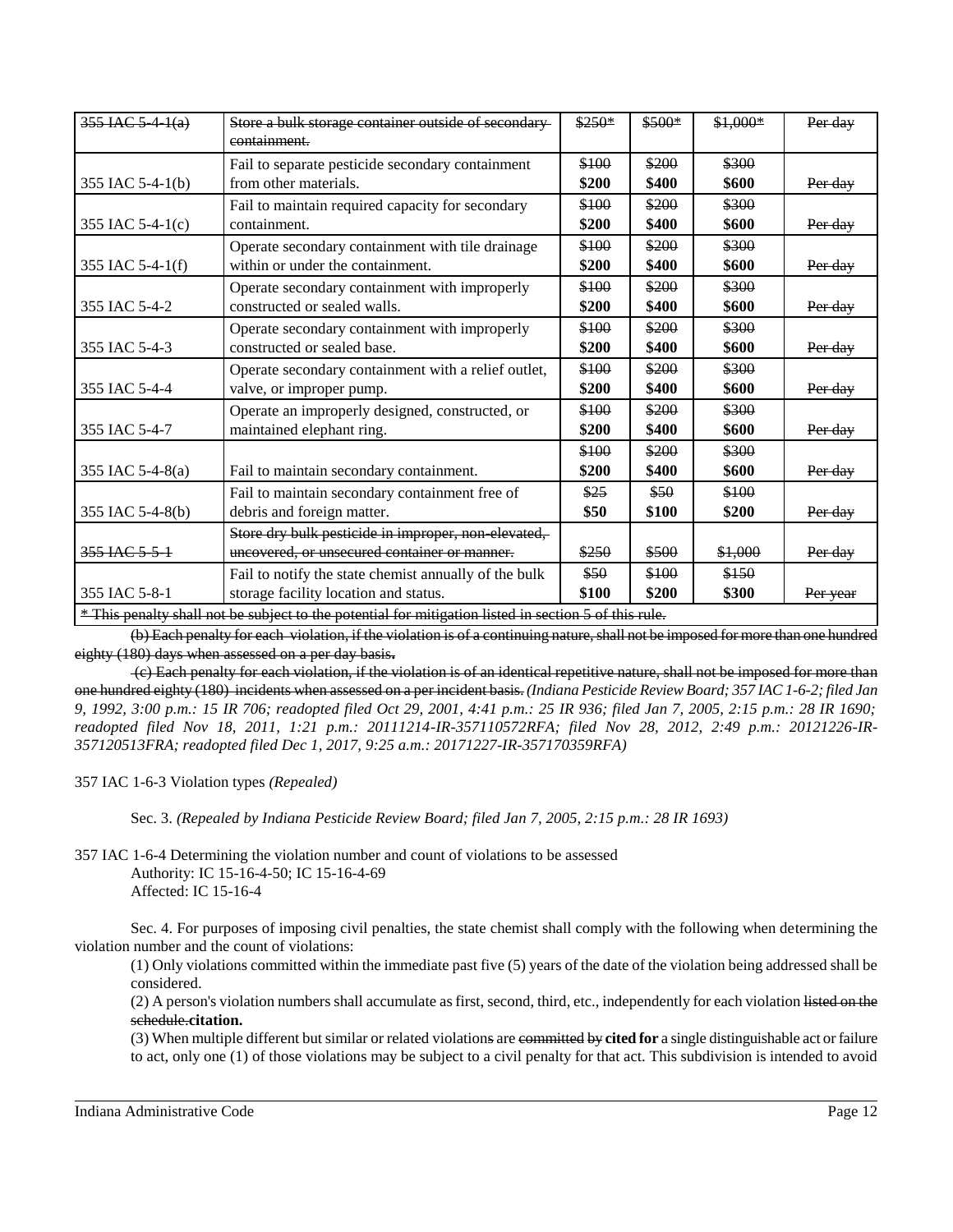| ~~355 IAC 5-4-1(a)~~ | ~~Store a bulk storage container outside of secondary containment.~~ | ~~$250*~~ | ~~$500*~~ | ~~$1,000*~~ | ~~Per day~~ |
|---|---|---|---|---|---|
| 355 IAC 5-4-1(b) | Fail to separate pesticide secondary containment from other materials. | ~~$100~~ **$200** | ~~$200~~ **$400** | ~~$300~~ **$600** | ~~Per day~~ |
| 355 IAC 5-4-1(c) | Fail to maintain required capacity for secondary containment. | ~~$100~~ **$200** | ~~$200~~ **$400** | ~~$300~~ **$600** | ~~Per day~~ |
| 355 IAC 5-4-1(f) | Operate secondary containment with tile drainage within or under the containment. | ~~$100~~ **$200** | ~~$200~~ **$400** | ~~$300~~ **$600** | ~~Per day~~ |
| 355 IAC 5-4-2 | Operate secondary containment with improperly constructed or sealed walls. | ~~$100~~ **$200** | ~~$200~~ **$400** | ~~$300~~ **$600** | ~~Per day~~ |
| 355 IAC 5-4-3 | Operate secondary containment with improperly constructed or sealed base. | ~~$100~~ **$200** | ~~$200~~ **$400** | ~~$300~~ **$600** | ~~Per day~~ |
| 355 IAC 5-4-4 | Operate secondary containment with a relief outlet, valve, or improper pump. | ~~$100~~ **$200** | ~~$200~~ **$400** | ~~$300~~ **$600** | ~~Per day~~ |
| 355 IAC 5-4-7 | Operate an improperly designed, constructed, or maintained elephant ring. | ~~$100~~ **$200** | ~~$200~~ **$400** | ~~$300~~ **$600** | ~~Per day~~ |
| 355 IAC 5-4-8(a) | Fail to maintain secondary containment. | ~~$100~~ **$200** | ~~$200~~ **$400** | ~~$300~~ **$600** | ~~Per day~~ |
| 355 IAC 5-4-8(b) | Fail to maintain secondary containment free of debris and foreign matter. | ~~$25~~ **$50** | ~~$50~~ **$100** | ~~$100~~ **$200** | ~~Per day~~ |
| ~~355 IAC 5-5-1~~ | ~~Store dry bulk pesticide in improper, non-elevated, uncovered, or unsecured container or manner.~~ | ~~$250~~ | ~~$500~~ | ~~$1,000~~ | ~~Per day~~ |
| 355 IAC 5-8-1 | Fail to notify the state chemist annually of the bulk storage facility location and status. | ~~$50~~ **$100** | ~~$100~~ **$200** | ~~$150~~ **$300** | ~~Per year~~ |

~~* This penalty shall not be subject to the potential for mitigation listed in section 5 of this rule.~~

~~(b) Each penalty for each violation, if the violation is of a continuing nature, shall not be imposed for more than one hundred eighty (180) days when assessed on a per day basis.~~

~~(c) Each penalty for each violation, if the violation is of an identical repetitive nature, shall not be imposed for more than one hundred eighty (180) incidents when assessed on a per incident basis.~~ *(Indiana Pesticide Review Board; 357 IAC 1-6-2; filed Jan 9, 1992, 3:00 p.m.: 15 IR 706; readopted filed Oct 29, 2001, 4:41 p.m.: 25 IR 936; filed Jan 7, 2005, 2:15 p.m.: 28 IR 1690; readopted filed Nov 18, 2011, 1:21 p.m.: 20111214-IR-357110572RFA; filed Nov 28, 2012, 2:49 p.m.: 20121226-IR-357120513FRA; readopted filed Dec 1, 2017, 9:25 a.m.: 20171227-IR-357170359RFA)*

357 IAC 1-6-3 Violation types *(Repealed)*

Sec. 3. *(Repealed by Indiana Pesticide Review Board; filed Jan 7, 2005, 2:15 p.m.: 28 IR 1693)*

357 IAC 1-6-4 Determining the violation number and count of violations to be assessed
Authority: IC 15-16-4-50; IC 15-16-4-69
Affected: IC 15-16-4

Sec. 4. For purposes of imposing civil penalties, the state chemist shall comply with the following when determining the violation number and the count of violations:

(1) Only violations committed within the immediate past five (5) years of the date of the violation being addressed shall be considered.

(2) A person's violation numbers shall accumulate as first, second, third, etc., independently for each violation ~~listed on the schedule.~~**citation.**

(3) When multiple different but similar or related violation~~s~~ are ~~committed by~~ **cited for** a single distinguishable act or failure to act, only one (1) of those violations may be subject to a civil penalty for that act. This subdivision is intended to avoid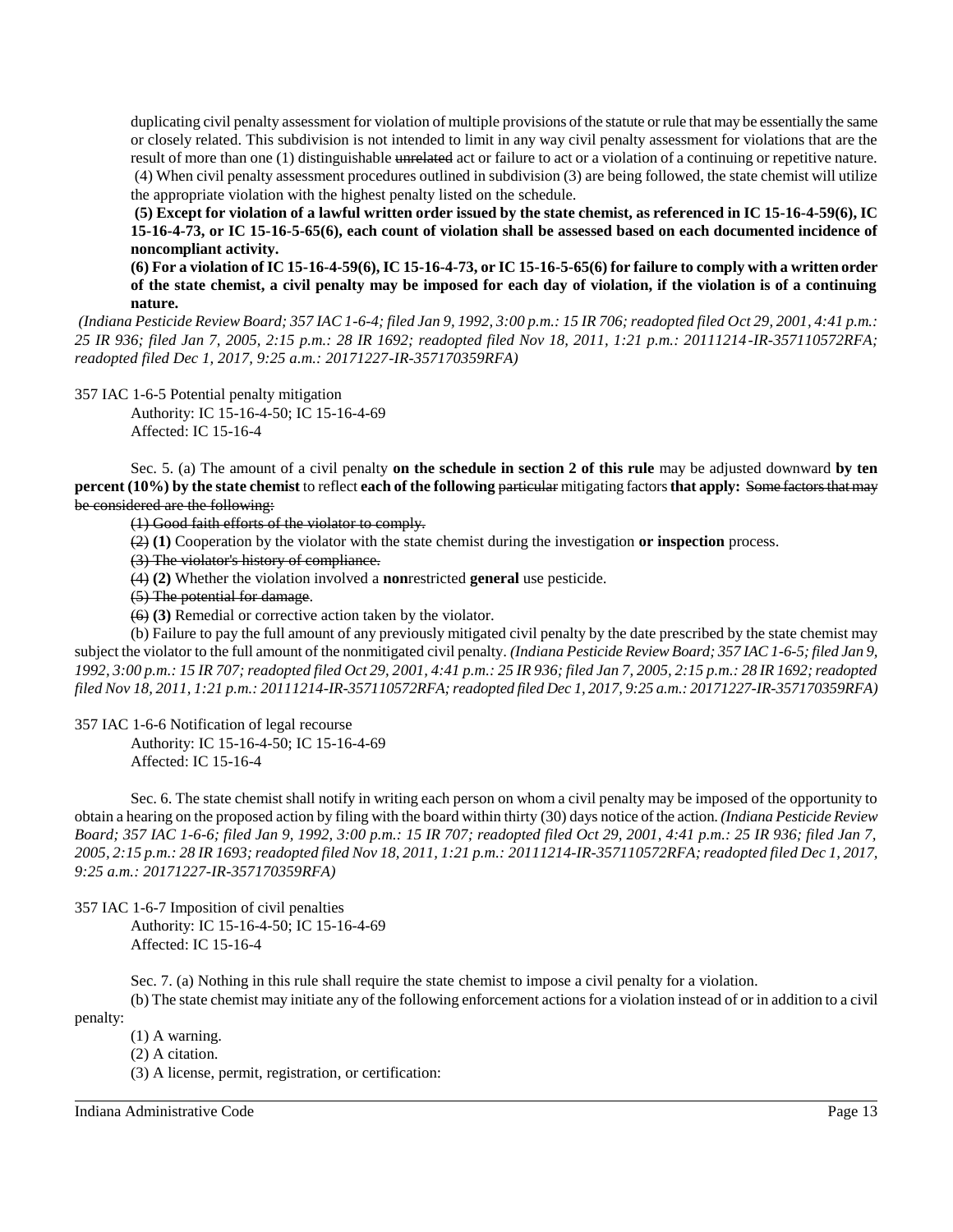duplicating civil penalty assessment for violation of multiple provisions of the statute or rule that may be essentially the same or closely related. This subdivision is not intended to limit in any way civil penalty assessment for violations that are the result of more than one (1) distinguishable ~~unrelated~~ act or failure to act or a violation of a continuing or repetitive nature.

(4) When civil penalty assessment procedures outlined in subdivision (3) are being followed, the state chemist will utilize the appropriate violation with the highest penalty listed on the schedule.

**(5) Except for violation of a lawful written order issued by the state chemist, as referenced in IC 15-16-4-59(6), IC 15-16-4-73, or IC 15-16-5-65(6), each count of violation shall be assessed based on each documented incidence of noncompliant activity.**

**(6) For a violation of IC 15-16-4-59(6), IC 15-16-4-73, or IC 15-16-5-65(6) for failure to comply with a written order of the state chemist, a civil penalty may be imposed for each day of violation, if the violation is of a continuing nature.**

*(Indiana Pesticide Review Board; 357 IAC 1-6-4; filed Jan 9, 1992, 3:00 p.m.: 15 IR 706; readopted filed Oct 29, 2001, 4:41 p.m.: 25 IR 936; filed Jan 7, 2005, 2:15 p.m.: 28 IR 1692; readopted filed Nov 18, 2011, 1:21 p.m.: 20111214-IR-357110572RFA; readopted filed Dec 1, 2017, 9:25 a.m.: 20171227-IR-357170359RFA)*

357 IAC 1-6-5 Potential penalty mitigation

Authority: IC 15-16-4-50; IC 15-16-4-69
Affected: IC 15-16-4

Sec. 5. (a) The amount of a civil penalty **on the schedule in section 2 of this rule** may be adjusted downward **by ten percent (10%) by the state chemist** to reflect **each of the following** ~~particular~~ mitigating factors **that apply:** ~~Some factors that may be considered are the following:~~

~~(1) Good faith efforts of the violator to comply.~~

~~(2)~~ **(1)** Cooperation by the violator with the state chemist during the investigation **or inspection** process.

~~(3) The violator's history of compliance.~~

~~(4)~~ **(2)** Whether the violation involved a **non**restricted **general** use pesticide.

~~(5) The potential for damage~~.

~~(6)~~ **(3)** Remedial or corrective action taken by the violator.

(b) Failure to pay the full amount of any previously mitigated civil penalty by the date prescribed by the state chemist may subject the violator to the full amount of the nonmitigated civil penalty. *(Indiana Pesticide Review Board; 357 IAC 1-6-5; filed Jan 9, 1992, 3:00 p.m.: 15 IR 707; readopted filed Oct 29, 2001, 4:41 p.m.: 25 IR 936; filed Jan 7, 2005, 2:15 p.m.: 28 IR 1692; readopted filed Nov 18, 2011, 1:21 p.m.: 20111214-IR-357110572RFA; readopted filed Dec 1, 2017, 9:25 a.m.: 20171227-IR-357170359RFA)*

357 IAC 1-6-6 Notification of legal recourse

Authority: IC 15-16-4-50; IC 15-16-4-69
Affected: IC 15-16-4

Sec. 6. The state chemist shall notify in writing each person on whom a civil penalty may be imposed of the opportunity to obtain a hearing on the proposed action by filing with the board within thirty (30) days notice of the action. *(Indiana Pesticide Review Board; 357 IAC 1-6-6; filed Jan 9, 1992, 3:00 p.m.: 15 IR 707; readopted filed Oct 29, 2001, 4:41 p.m.: 25 IR 936; filed Jan 7, 2005, 2:15 p.m.: 28 IR 1693; readopted filed Nov 18, 2011, 1:21 p.m.: 20111214-IR-357110572RFA; readopted filed Dec 1, 2017, 9:25 a.m.: 20171227-IR-357170359RFA)*

357 IAC 1-6-7 Imposition of civil penalties

Authority: IC 15-16-4-50; IC 15-16-4-69
Affected: IC 15-16-4

Sec. 7. (a) Nothing in this rule shall require the state chemist to impose a civil penalty for a violation.

(b) The state chemist may initiate any of the following enforcement actions for a violation instead of or in addition to a civil penalty:

(1) A warning.
(2) A citation.
(3) A license, permit, registration, or certification: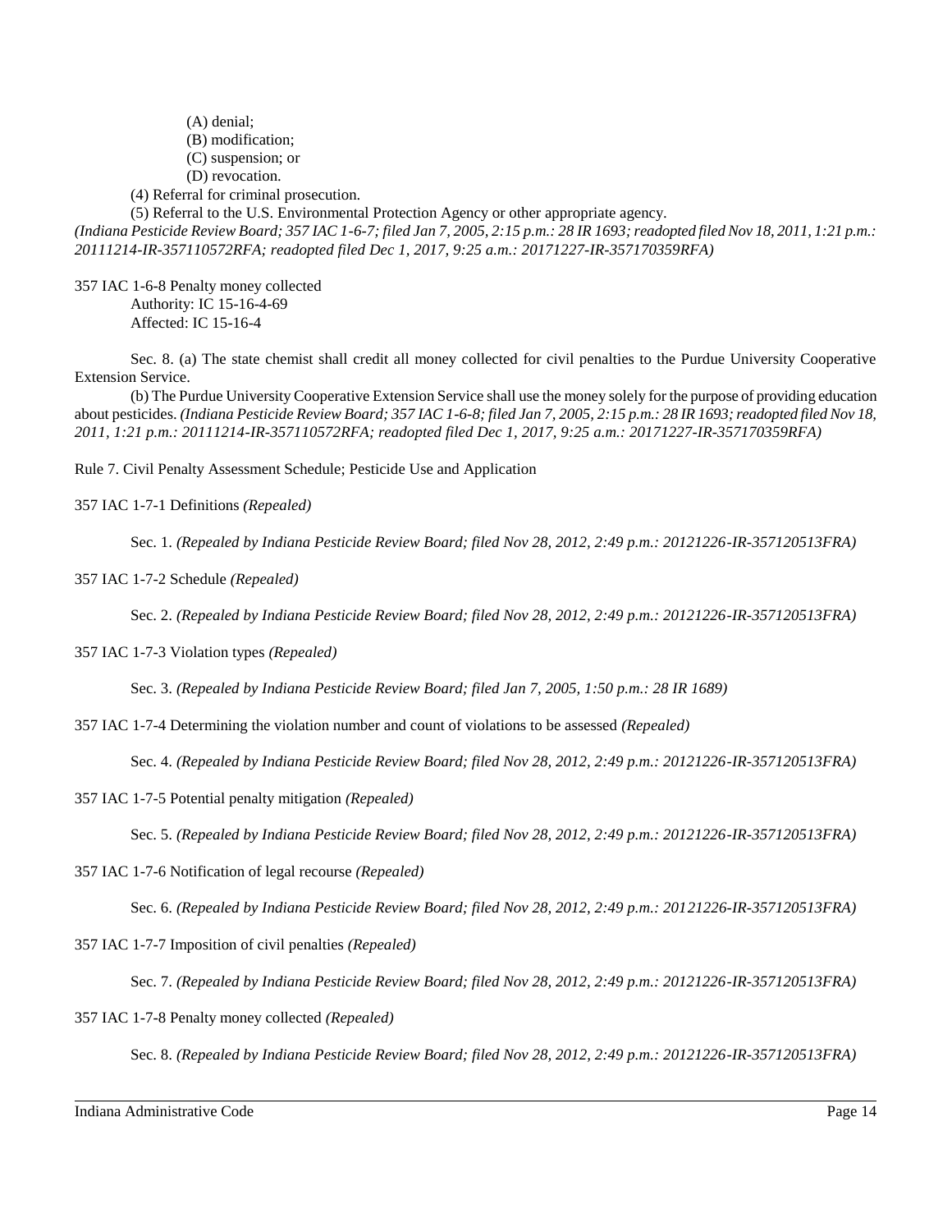(A) denial;
(B) modification;
(C) suspension; or
(D) revocation.

(4) Referral for criminal prosecution.

(5) Referral to the U.S. Environmental Protection Agency or other appropriate agency.

*(Indiana Pesticide Review Board; 357 IAC 1-6-7; filed Jan 7, 2005, 2:15 p.m.: 28 IR 1693; readopted filed Nov 18, 2011, 1:21 p.m.: 20111214-IR-357110572RFA; readopted filed Dec 1, 2017, 9:25 a.m.: 20171227-IR-357170359RFA)*

357 IAC 1-6-8 Penalty money collected
Authority: IC 15-16-4-69
Affected: IC 15-16-4

Sec. 8. (a) The state chemist shall credit all money collected for civil penalties to the Purdue University Cooperative Extension Service.

(b) The Purdue University Cooperative Extension Service shall use the money solely for the purpose of providing education about pesticides. *(Indiana Pesticide Review Board; 357 IAC 1-6-8; filed Jan 7, 2005, 2:15 p.m.: 28 IR 1693; readopted filed Nov 18, 2011, 1:21 p.m.: 20111214-IR-357110572RFA; readopted filed Dec 1, 2017, 9:25 a.m.: 20171227-IR-357170359RFA)*

Rule 7. Civil Penalty Assessment Schedule; Pesticide Use and Application

357 IAC 1-7-1 Definitions *(Repealed)*

Sec. 1. *(Repealed by Indiana Pesticide Review Board; filed Nov 28, 2012, 2:49 p.m.: 20121226-IR-357120513FRA)*

357 IAC 1-7-2 Schedule *(Repealed)*

Sec. 2. *(Repealed by Indiana Pesticide Review Board; filed Nov 28, 2012, 2:49 p.m.: 20121226-IR-357120513FRA)*

357 IAC 1-7-3 Violation types *(Repealed)*

Sec. 3. *(Repealed by Indiana Pesticide Review Board; filed Jan 7, 2005, 1:50 p.m.: 28 IR 1689)*

357 IAC 1-7-4 Determining the violation number and count of violations to be assessed *(Repealed)*

Sec. 4. *(Repealed by Indiana Pesticide Review Board; filed Nov 28, 2012, 2:49 p.m.: 20121226-IR-357120513FRA)*

357 IAC 1-7-5 Potential penalty mitigation *(Repealed)*

Sec. 5. *(Repealed by Indiana Pesticide Review Board; filed Nov 28, 2012, 2:49 p.m.: 20121226-IR-357120513FRA)*

357 IAC 1-7-6 Notification of legal recourse *(Repealed)*

Sec. 6. *(Repealed by Indiana Pesticide Review Board; filed Nov 28, 2012, 2:49 p.m.: 20121226-IR-357120513FRA)*

357 IAC 1-7-7 Imposition of civil penalties *(Repealed)*

Sec. 7. *(Repealed by Indiana Pesticide Review Board; filed Nov 28, 2012, 2:49 p.m.: 20121226-IR-357120513FRA)*

357 IAC 1-7-8 Penalty money collected *(Repealed)*

Sec. 8. *(Repealed by Indiana Pesticide Review Board; filed Nov 28, 2012, 2:49 p.m.: 20121226-IR-357120513FRA)*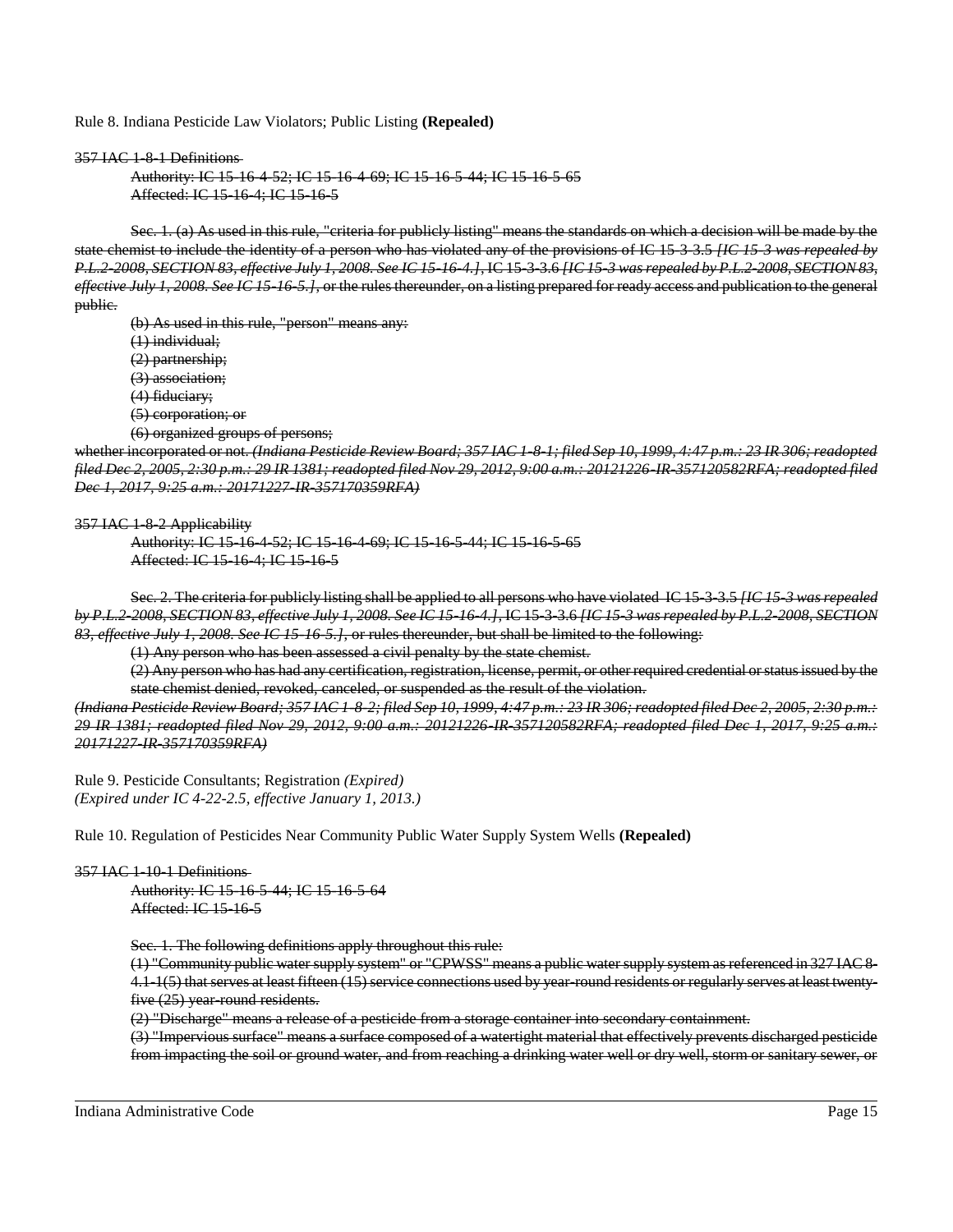Rule 8. Indiana Pesticide Law Violators; Public Listing **(Repealed)**

~~357 IAC 1-8-1 Definitions~~

~~Authority: IC 15-16-4-52; IC 15-16-4-69; IC 15-16-5-44; IC 15-16-5-65~~
~~Affected: IC 15-16-4; IC 15-16-5~~

~~Sec. 1. (a) As used in this rule, "criteria for publicly listing" means the standards on which a decision will be made by the state chemist to include the identity of a person who has violated any of the provisions of IC 15-3-3.5 *[IC 15-3 was repealed by P.L.2-2008, SECTION 83, effective July 1, 2008. See IC 15-16-4.]*, IC 15-3-3.6 *[IC 15-3 was repealed by P.L.2-2008, SECTION 83, effective July 1, 2008. See IC 15-16-5.]*, or the rules thereunder, on a listing prepared for ready access and publication to the general public.~~

~~(b) As used in this rule, "person" means any:~~
~~(1) individual;~~
~~(2) partnership;~~
~~(3) association;~~
~~(4) fiduciary;~~
~~(5) corporation; or~~
~~(6) organized groups of persons;~~

~~whether incorporated or not. *(Indiana Pesticide Review Board; 357 IAC 1-8-1; filed Sep 10, 1999, 4:47 p.m.: 23 IR 306; readopted filed Dec 2, 2005, 2:30 p.m.: 29 IR 1381; readopted filed Nov 29, 2012, 9:00 a.m.: 20121226-IR-357120582RFA; readopted filed Dec 1, 2017, 9:25 a.m.: 20171227-IR-357170359RFA)*~~

~~357 IAC 1-8-2 Applicability~~

~~Authority: IC 15-16-4-52; IC 15-16-4-69; IC 15-16-5-44; IC 15-16-5-65~~
~~Affected: IC 15-16-4; IC 15-16-5~~

~~Sec. 2. The criteria for publicly listing shall be applied to all persons who have violated IC 15-3-3.5 *[IC 15-3 was repealed by P.L.2-2008, SECTION 83, effective July 1, 2008. See IC 15-16-4.]*, IC 15-3-3.6 *[IC 15-3 was repealed by P.L.2-2008, SECTION 83, effective July 1, 2008. See IC 15-16-5.]*, or rules thereunder, but shall be limited to the following:~~

~~(1) Any person who has been assessed a civil penalty by the state chemist.~~
~~(2) Any person who has had any certification, registration, license, permit, or other required credential or status issued by the state chemist denied, revoked, canceled, or suspended as the result of the violation.~~

~~*(Indiana Pesticide Review Board; 357 IAC 1-8-2; filed Sep 10, 1999, 4:47 p.m.: 23 IR 306; readopted filed Dec 2, 2005, 2:30 p.m.: 29 IR 1381; readopted filed Nov 29, 2012, 9:00 a.m.: 20121226-IR-357120582RFA; readopted filed Dec 1, 2017, 9:25 a.m.: 20171227-IR-357170359RFA)*~~

Rule 9. Pesticide Consultants; Registration *(Expired)*
*(Expired under IC 4-22-2.5, effective January 1, 2013.)*

Rule 10. Regulation of Pesticides Near Community Public Water Supply System Wells **(Repealed)**

~~357 IAC 1-10-1 Definitions~~

~~Authority: IC 15-16-5-44; IC 15-16-5-64~~
~~Affected: IC 15-16-5~~

~~Sec. 1. The following definitions apply throughout this rule:~~
~~(1) "Community public water supply system" or "CPWSS" means a public water supply system as referenced in 327 IAC 8-4.1-1(5) that serves at least fifteen (15) service connections used by year-round residents or regularly serves at least twenty-five (25) year-round residents.~~
~~(2) "Discharge" means a release of a pesticide from a storage container into secondary containment.~~
~~(3) "Impervious surface" means a surface composed of a watertight material that effectively prevents discharged pesticide from impacting the soil or ground water, and from reaching a drinking water well or dry well, storm or sanitary sewer, or~~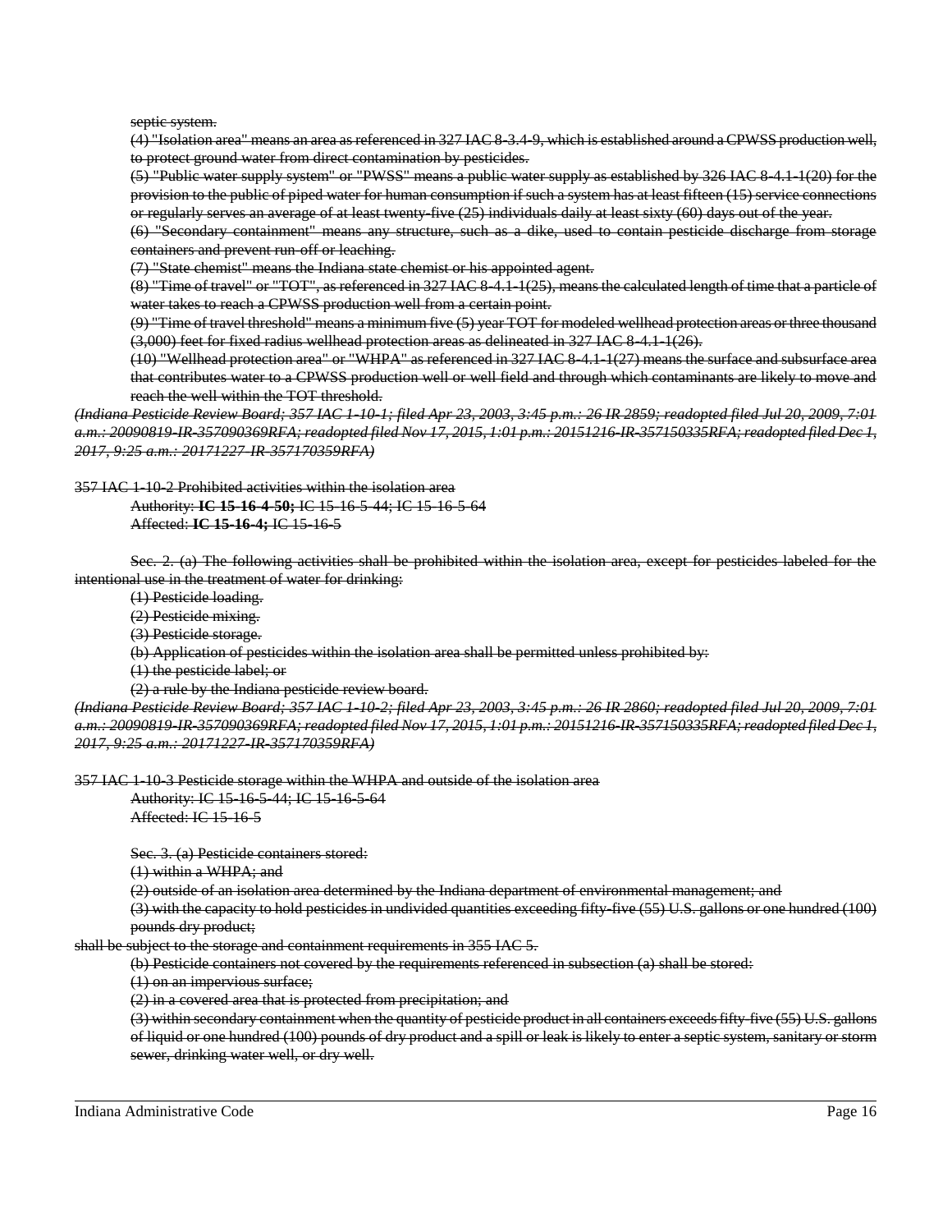~~septic system.~~

~~(4) "Isolation area" means an area as referenced in 327 IAC 8-3.4-9, which is established around a CPWSS production well, to protect ground water from direct contamination by pesticides.~~

~~(5) "Public water supply system" or "PWSS" means a public water supply as established by 326 IAC 8-4.1-1(20) for the provision to the public of piped water for human consumption if such a system has at least fifteen (15) service connections or regularly serves an average of at least twenty-five (25) individuals daily at least sixty (60) days out of the year.~~

~~(6) "Secondary containment" means any structure, such as a dike, used to contain pesticide discharge from storage containers and prevent run-off or leaching.~~

~~(7) "State chemist" means the Indiana state chemist or his appointed agent.~~

~~(8) "Time of travel" or "TOT", as referenced in 327 IAC 8-4.1-1(25), means the calculated length of time that a particle of water takes to reach a CPWSS production well from a certain point.~~

~~(9) "Time of travel threshold" means a minimum five (5) year TOT for modeled wellhead protection areas or three thousand (3,000) feet for fixed radius wellhead protection areas as delineated in 327 IAC 8-4.1-1(26).~~

~~(10) "Wellhead protection area" or "WHPA" as referenced in 327 IAC 8-4.1-1(27) means the surface and subsurface area that contributes water to a CPWSS production well or well field and through which contaminants are likely to move and reach the well within the TOT threshold.~~

~~*(Indiana Pesticide Review Board; 357 IAC 1-10-1; filed Apr 23, 2003, 3:45 p.m.: 26 IR 2859; readopted filed Jul 20, 2009, 7:01 a.m.: 20090819-IR-357090369RFA; readopted filed Nov 17, 2015, 1:01 p.m.: 20151216-IR-357150335RFA; readopted filed Dec 1, 2017, 9:25 a.m.: 20171227-IR-357170359RFA)*~~

~~357 IAC 1-10-2 Prohibited activities within the isolation area~~

~~Authority: **IC 15-16-4-50;** IC 15-16-5-44; IC 15-16-5-64~~
~~Affected: **IC 15-16-4;** IC 15-16-5~~

~~Sec. 2. (a) The following activities shall be prohibited within the isolation area, except for pesticides labeled for the intentional use in the treatment of water for drinking:~~

~~(1) Pesticide loading.~~

~~(2) Pesticide mixing.~~

~~(3) Pesticide storage.~~

~~(b) Application of pesticides within the isolation area shall be permitted unless prohibited by:~~

~~(1) the pesticide label; or~~

~~(2) a rule by the Indiana pesticide review board.~~

~~*(Indiana Pesticide Review Board; 357 IAC 1-10-2; filed Apr 23, 2003, 3:45 p.m.: 26 IR 2860; readopted filed Jul 20, 2009, 7:01 a.m.: 20090819-IR-357090369RFA; readopted filed Nov 17, 2015, 1:01 p.m.: 20151216-IR-357150335RFA; readopted filed Dec 1, 2017, 9:25 a.m.: 20171227-IR-357170359RFA)*~~

~~357 IAC 1-10-3 Pesticide storage within the WHPA and outside of the isolation area~~

~~Authority: IC 15-16-5-44; IC 15-16-5-64~~
~~Affected: IC 15-16-5~~

~~Sec. 3. (a) Pesticide containers stored:~~

~~(1) within a WHPA; and~~

~~(2) outside of an isolation area determined by the Indiana department of environmental management; and~~

~~(3) with the capacity to hold pesticides in undivided quantities exceeding fifty-five (55) U.S. gallons or one hundred (100) pounds dry product;~~

~~shall be subject to the storage and containment requirements in 355 IAC 5.~~

~~(b) Pesticide containers not covered by the requirements referenced in subsection (a) shall be stored:~~

~~(1) on an impervious surface;~~

~~(2) in a covered area that is protected from precipitation; and~~

~~(3) within secondary containment when the quantity of pesticide product in all containers exceeds fifty-five (55) U.S. gallons of liquid or one hundred (100) pounds of dry product and a spill or leak is likely to enter a septic system, sanitary or storm sewer, drinking water well, or dry well.~~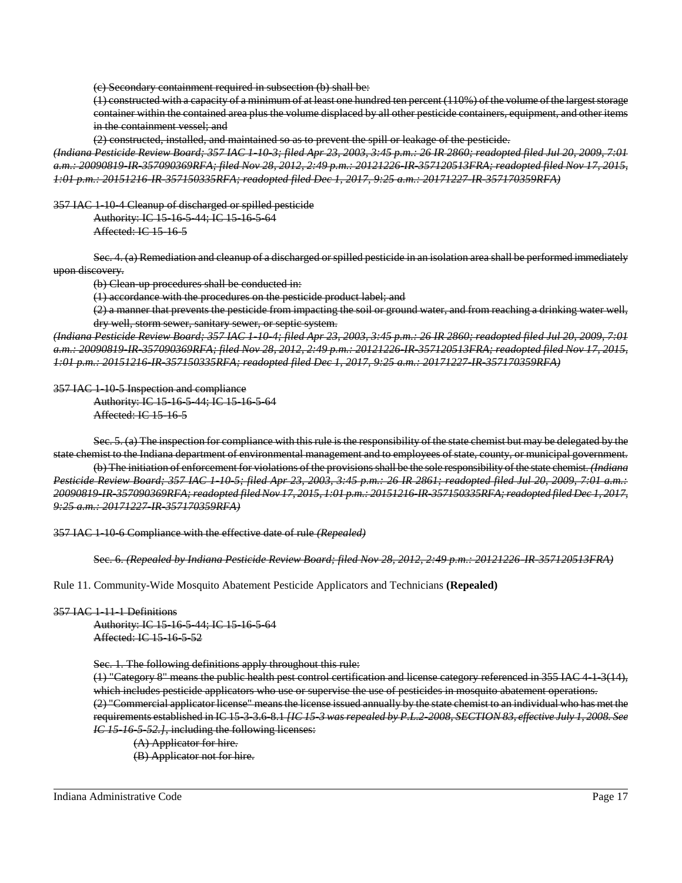~~(c) Secondary containment required in subsection (b) shall be:~~

~~(1) constructed with a capacity of a minimum of at least one hundred ten percent (110%) of the volume of the largest storage container within the contained area plus the volume displaced by all other pesticide containers, equipment, and other items in the containment vessel; and~~

~~(2) constructed, installed, and maintained so as to prevent the spill or leakage of the pesticide.~~

~~*(Indiana Pesticide Review Board; 357 IAC 1-10-3; filed Apr 23, 2003, 3:45 p.m.: 26 IR 2860; readopted filed Jul 20, 2009, 7:01 a.m.: 20090819-IR-357090369RFA; filed Nov 28, 2012, 2:49 p.m.: 20121226-IR-357120513FRA; readopted filed Nov 17, 2015, 1:01 p.m.: 20151216-IR-357150335RFA; readopted filed Dec 1, 2017, 9:25 a.m.: 20171227-IR-357170359RFA)*~~

~~357 IAC 1-10-4 Cleanup of discharged or spilled pesticide~~

~~Authority: IC 15-16-5-44; IC 15-16-5-64~~
~~Affected: IC 15-16-5~~

~~Sec. 4. (a) Remediation and cleanup of a discharged or spilled pesticide in an isolation area shall be performed immediately upon discovery.~~

~~(b) Clean-up procedures shall be conducted in:~~

~~(1) accordance with the procedures on the pesticide product label; and~~

~~(2) a manner that prevents the pesticide from impacting the soil or ground water, and from reaching a drinking water well, dry well, storm sewer, sanitary sewer, or septic system.~~

~~*(Indiana Pesticide Review Board; 357 IAC 1-10-4; filed Apr 23, 2003, 3:45 p.m.: 26 IR 2860; readopted filed Jul 20, 2009, 7:01 a.m.: 20090819-IR-357090369RFA; filed Nov 28, 2012, 2:49 p.m.: 20121226-IR-357120513FRA; readopted filed Nov 17, 2015, 1:01 p.m.: 20151216-IR-357150335RFA; readopted filed Dec 1, 2017, 9:25 a.m.: 20171227-IR-357170359RFA)*~~

~~357 IAC 1-10-5 Inspection and compliance~~

~~Authority: IC 15-16-5-44; IC 15-16-5-64~~
~~Affected: IC 15-16-5~~

~~Sec. 5. (a) The inspection for compliance with this rule is the responsibility of the state chemist but may be delegated by the state chemist to the Indiana department of environmental management and to employees of state, county, or municipal government.~~

~~(b) The initiation of enforcement for violations of the provisions shall be the sole responsibility of the state chemist. *(Indiana Pesticide Review Board; 357 IAC 1-10-5; filed Apr 23, 2003, 3:45 p.m.: 26 IR 2861; readopted filed Jul 20, 2009, 7:01 a.m.: 20090819-IR-357090369RFA; readopted filed Nov 17, 2015, 1:01 p.m.: 20151216-IR-357150335RFA; readopted filed Dec 1, 2017, 9:25 a.m.: 20171227-IR-357170359RFA)*~~

~~357 IAC 1-10-6 Compliance with the effective date of rule *(Repealed)*~~

~~Sec. 6. *(Repealed by Indiana Pesticide Review Board; filed Nov 28, 2012, 2:49 p.m.: 20121226-IR-357120513FRA)*~~

Rule 11. Community-Wide Mosquito Abatement Pesticide Applicators and Technicians **(Repealed)**

~~357 IAC 1-11-1 Definitions~~

~~Authority: IC 15-16-5-44; IC 15-16-5-64~~
~~Affected: IC 15-16-5-52~~

~~Sec. 1. The following definitions apply throughout this rule:~~

~~(1) "Category 8" means the public health pest control certification and license category referenced in 355 IAC 4-1-3(14), which includes pesticide applicators who use or supervise the use of pesticides in mosquito abatement operations.~~

~~(2) "Commercial applicator license" means the license issued annually by the state chemist to an individual who has met the requirements established in IC 15-3-3.6-8.1 *[IC 15-3 was repealed by P.L.2-2008, SECTION 83, effective July 1, 2008. See IC 15-16-5-52.]*, including the following licenses:~~

~~(A) Applicator for hire.~~

~~(B) Applicator not for hire.~~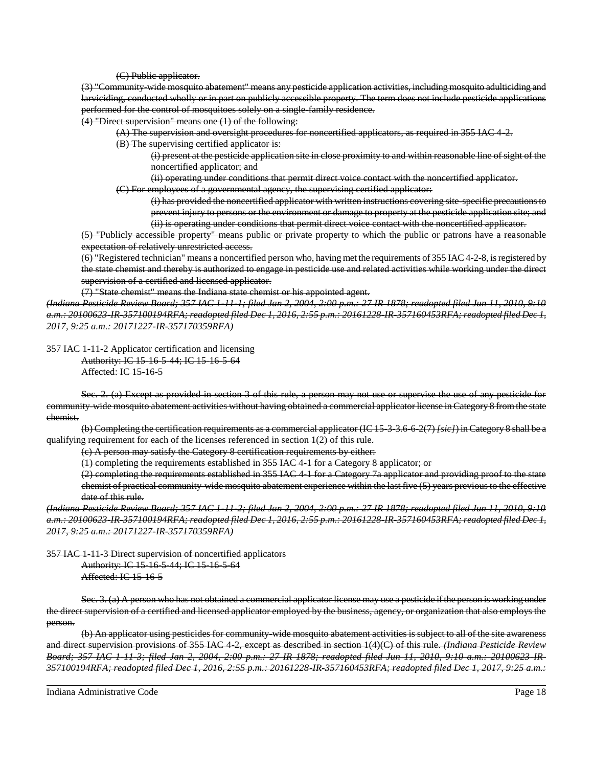(C) Public applicator.

(3) "Community-wide mosquito abatement" means any pesticide application activities, including mosquito adulticiding and larviciding, conducted wholly or in part on publicly accessible property. The term does not include pesticide applications performed for the control of mosquitoes solely on a single-family residence.

(4) "Direct supervision" means one (1) of the following:

(A) The supervision and oversight procedures for noncertified applicators, as required in 355 IAC 4-2.

(B) The supervising certified applicator is:

(i) present at the pesticide application site in close proximity to and within reasonable line of sight of the noncertified applicator; and

(ii) operating under conditions that permit direct voice contact with the noncertified applicator.

(C) For employees of a governmental agency, the supervising certified applicator:

(i) has provided the noncertified applicator with written instructions covering site-specific precautions to prevent injury to persons or the environment or damage to property at the pesticide application site; and

(ii) is operating under conditions that permit direct voice contact with the noncertified applicator.

(5) "Publicly accessible property" means public or private property to which the public or patrons have a reasonable expectation of relatively unrestricted access.

(6) "Registered technician" means a noncertified person who, having met the requirements of 355 IAC 4-2-8, is registered by the state chemist and thereby is authorized to engage in pesticide use and related activities while working under the direct supervision of a certified and licensed applicator.

(7) "State chemist" means the Indiana state chemist or his appointed agent.

*(Indiana Pesticide Review Board; 357 IAC 1-11-1; filed Jan 2, 2004, 2:00 p.m.: 27 IR 1878; readopted filed Jun 11, 2010, 9:10 a.m.: 20100623-IR-357100194RFA; readopted filed Dec 1, 2016, 2:55 p.m.: 20161228-IR-357160453RFA; readopted filed Dec 1, 2017, 9:25 a.m.: 20171227-IR-357170359RFA)*

357 IAC 1-11-2 Applicator certification and licensing

Authority: IC 15-16-5-44; IC 15-16-5-64

Affected: IC 15-16-5

Sec. 2. (a) Except as provided in section 3 of this rule, a person may not use or supervise the use of any pesticide for community-wide mosquito abatement activities without having obtained a commercial applicator license in Category 8 from the state chemist.

(b) Completing the certification requirements as a commercial applicator (IC 15-3-3.6-6-2(7) *[sic]*) in Category 8 shall be a qualifying requirement for each of the licenses referenced in section 1(2) of this rule.

(c) A person may satisfy the Category 8 certification requirements by either:

(1) completing the requirements established in 355 IAC 4-1 for a Category 8 applicator; or

(2) completing the requirements established in 355 IAC 4-1 for a Category 7a applicator and providing proof to the state chemist of practical community-wide mosquito abatement experience within the last five (5) years previous to the effective date of this rule.

*(Indiana Pesticide Review Board; 357 IAC 1-11-2; filed Jan 2, 2004, 2:00 p.m.: 27 IR 1878; readopted filed Jun 11, 2010, 9:10 a.m.: 20100623-IR-357100194RFA; readopted filed Dec 1, 2016, 2:55 p.m.: 20161228-IR-357160453RFA; readopted filed Dec 1, 2017, 9:25 a.m.: 20171227-IR-357170359RFA)*

357 IAC 1-11-3 Direct supervision of noncertified applicators

Authority: IC 15-16-5-44; IC 15-16-5-64

Affected: IC 15-16-5

Sec. 3. (a) A person who has not obtained a commercial applicator license may use a pesticide if the person is working under the direct supervision of a certified and licensed applicator employed by the business, agency, or organization that also employs the person.

(b) An applicator using pesticides for community-wide mosquito abatement activities is subject to all of the site awareness and direct supervision provisions of 355 IAC 4-2, except as described in section 1(4)(C) of this rule. *(Indiana Pesticide Review Board; 357 IAC 1-11-3; filed Jan 2, 2004, 2:00 p.m.: 27 IR 1878; readopted filed Jun 11, 2010, 9:10 a.m.: 20100623-IR-357100194RFA; readopted filed Dec 1, 2016, 2:55 p.m.: 20161228-IR-357160453RFA; readopted filed Dec 1, 2017, 9:25 a.m.:*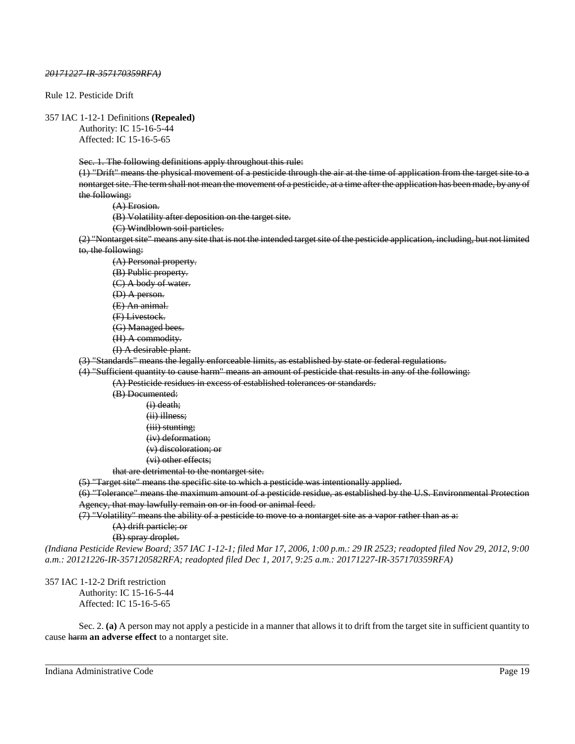~~*20171227-IR-357170359RFA)*~~

Rule 12. Pesticide Drift

357 IAC 1-12-1 Definitions **(Repealed)**

Authority: IC 15-16-5-44
Affected: IC 15-16-5-65

~~Sec. 1. The following definitions apply throughout this rule:~~

~~(1) "Drift" means the physical movement of a pesticide through the air at the time of application from the target site to a nontarget site. The term shall not mean the movement of a pesticide, at a time after the application has been made, by any of the following:~~

~~(A) Erosion.~~
~~(B) Volatility after deposition on the target site.~~
~~(C) Windblown soil particles.~~

~~(2) "Nontarget site" means any site that is not the intended target site of the pesticide application, including, but not limited to, the following:~~

~~(A) Personal property.~~
~~(B) Public property.~~
~~(C) A body of water.~~
~~(D) A person.~~
~~(E) An animal.~~
~~(F) Livestock.~~
~~(G) Managed bees.~~
~~(H) A commodity.~~
~~(I) A desirable plant.~~

~~(3) "Standards" means the legally enforceable limits, as established by state or federal regulations.~~

~~(4) "Sufficient quantity to cause harm" means an amount of pesticide that results in any of the following:~~

~~(A) Pesticide residues in excess of established tolerances or standards.~~
~~(B) Documented:~~

~~(i) death;~~
~~(ii) illness;~~
~~(iii) stunting;~~
~~(iv) deformation;~~
~~(v) discoloration; or~~
~~(vi) other effects;~~

~~that are detrimental to the nontarget site.~~

~~(5) "Target site" means the specific site to which a pesticide was intentionally applied.~~

~~(6) "Tolerance" means the maximum amount of a pesticide residue, as established by the U.S. Environmental Protection Agency, that may lawfully remain on or in food or animal feed.~~

~~(7) "Volatility" means the ability of a pesticide to move to a nontarget site as a vapor rather than as a:~~

~~(A) drift particle; or~~
~~(B) spray droplet.~~

*(Indiana Pesticide Review Board; 357 IAC 1-12-1; filed Mar 17, 2006, 1:00 p.m.: 29 IR 2523; readopted filed Nov 29, 2012, 9:00 a.m.: 20121226-IR-357120582RFA; readopted filed Dec 1, 2017, 9:25 a.m.: 20171227-IR-357170359RFA)*

357 IAC 1-12-2 Drift restriction

Authority: IC 15-16-5-44
Affected: IC 15-16-5-65

Sec. 2. **(a)** A person may not apply a pesticide in a manner that allows it to drift from the target site in sufficient quantity to cause ~~harm~~ **an adverse effect** to a nontarget site.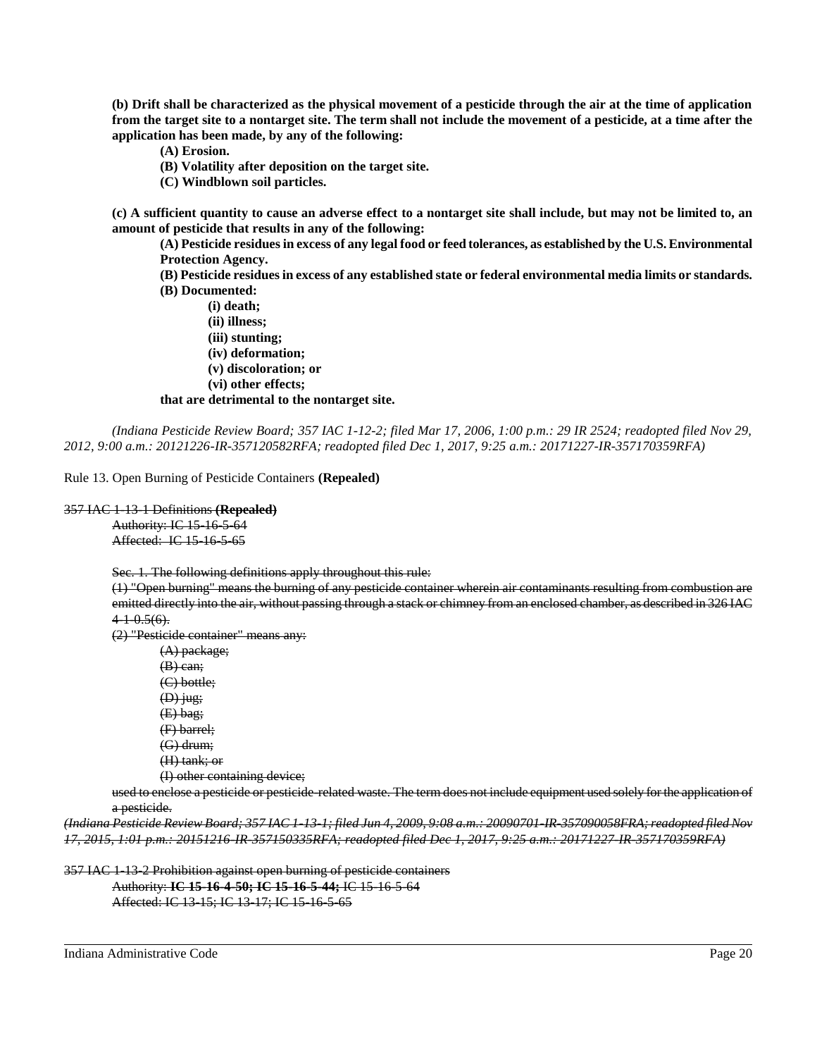**(b) Drift shall be characterized as the physical movement of a pesticide through the air at the time of application from the target site to a nontarget site. The term shall not include the movement of a pesticide, at a time after the application has been made, by any of the following:**

**(A) Erosion.**

**(B) Volatility after deposition on the target site.**

**(C) Windblown soil particles.**

**(c) A sufficient quantity to cause an adverse effect to a nontarget site shall include, but may not be limited to, an amount of pesticide that results in any of the following:**

**(A) Pesticide residues in excess of any legal food or feed tolerances, as established by the U.S. Environmental Protection Agency.**

**(B) Pesticide residues in excess of any established state or federal environmental media limits or standards.**

**(B) Documented:**

**(i) death;**

**(ii) illness;**

**(iii) stunting;**

**(iv) deformation;**

**(v) discoloration; or**

**(vi) other effects;**

**that are detrimental to the nontarget site.**

*(Indiana Pesticide Review Board; 357 IAC 1-12-2; filed Mar 17, 2006, 1:00 p.m.: 29 IR 2524; readopted filed Nov 29, 2012, 9:00 a.m.: 20121226-IR-357120582RFA; readopted filed Dec 1, 2017, 9:25 a.m.: 20171227-IR-357170359RFA)*

Rule 13. Open Burning of Pesticide Containers **(Repealed)**

~~357 IAC 1-13-1 Definitions~~ **~~(Repealed)~~**

~~Authority: IC 15-16-5-64~~

~~Affected: IC 15-16-5-65~~

~~Sec. 1. The following definitions apply throughout this rule:~~

~~(1) "Open burning" means the burning of any pesticide container wherein air contaminants resulting from combustion are emitted directly into the air, without passing through a stack or chimney from an enclosed chamber, as described in 326 IAC 4-1-0.5(6).~~

~~(2) "Pesticide container" means any:~~

~~(A) package;~~

~~(B) can;~~

~~(C) bottle;~~

~~(D) jug;~~

~~(E) bag;~~

~~(F) barrel;~~

~~(G) drum;~~

~~(H) tank; or~~

~~(I) other containing device;~~

~~used to enclose a pesticide or pesticide-related waste. The term does not include equipment used solely for the application of a pesticide.~~

*~~(Indiana Pesticide Review Board; 357 IAC 1-13-1; filed Jun 4, 2009, 9:08 a.m.: 20090701-IR-357090058FRA; readopted filed Nov 17, 2015, 1:01 p.m.: 20151216-IR-357150335RFA; readopted filed Dec 1, 2017, 9:25 a.m.: 20171227-IR-357170359RFA)~~*

~~357 IAC 1-13-2 Prohibition against open burning of pesticide containers~~

~~Authority:~~ **~~IC 15-16-4-50; IC 15-16-5-44;~~** ~~IC 15-16-5-64~~

~~Affected: IC 13-15; IC 13-17; IC 15-16-5-65~~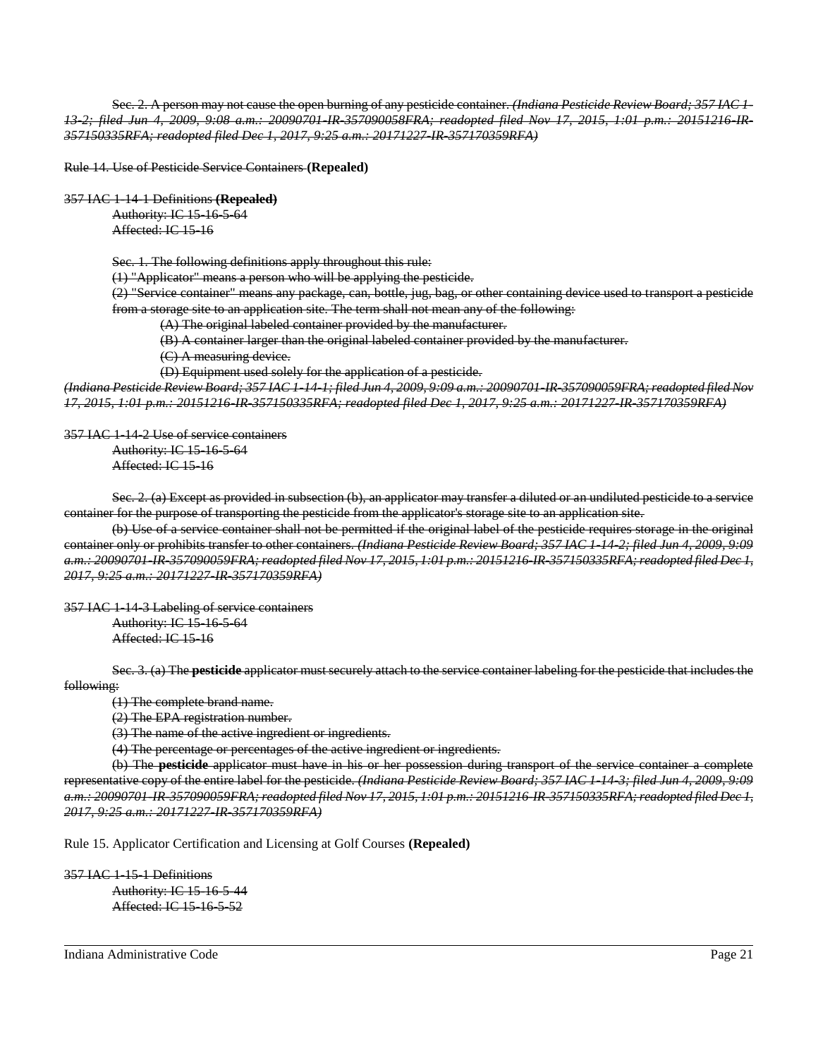~~Sec. 2. A person may not cause the open burning of any pesticide container.~~ ~~*(Indiana Pesticide Review Board; 357 IAC 1-13-2; filed Jun 4, 2009, 9:08 a.m.: 20090701-IR-357090058FRA; readopted filed Nov 17, 2015, 1:01 p.m.: 20151216-IR-357150335RFA; readopted filed Dec 1, 2017, 9:25 a.m.: 20171227-IR-357170359RFA)*~~

~~Rule 14. Use of Pesticide Service Containers~~ **(Repealed)**

~~357 IAC 1-14-1 Definitions~~ **(Repealed)**

~~Authority: IC 15-16-5-64~~
~~Affected: IC 15-16~~

~~Sec. 1. The following definitions apply throughout this rule:~~

~~(1) "Applicator" means a person who will be applying the pesticide.~~

~~(2) "Service container" means any package, can, bottle, jug, bag, or other containing device used to transport a pesticide from a storage site to an application site. The term shall not mean any of the following:~~

~~(A) The original labeled container provided by the manufacturer.~~

~~(B) A container larger than the original labeled container provided by the manufacturer.~~

~~(C) A measuring device.~~

~~(D) Equipment used solely for the application of a pesticide.~~

~~*(Indiana Pesticide Review Board; 357 IAC 1-14-1; filed Jun 4, 2009, 9:09 a.m.: 20090701-IR-357090059FRA; readopted filed Nov 17, 2015, 1:01 p.m.: 20151216-IR-357150335RFA; readopted filed Dec 1, 2017, 9:25 a.m.: 20171227-IR-357170359RFA)*~~

~~357 IAC 1-14-2 Use of service containers~~

~~Authority: IC 15-16-5-64~~
~~Affected: IC 15-16~~

~~Sec. 2. (a) Except as provided in subsection (b), an applicator may transfer a diluted or an undiluted pesticide to a service container for the purpose of transporting the pesticide from the applicator's storage site to an application site.~~

~~(b) Use of a service container shall not be permitted if the original label of the pesticide requires storage in the original container only or prohibits transfer to other containers.~~ ~~*(Indiana Pesticide Review Board; 357 IAC 1-14-2; filed Jun 4, 2009, 9:09 a.m.: 20090701-IR-357090059FRA; readopted filed Nov 17, 2015, 1:01 p.m.: 20151216-IR-357150335RFA; readopted filed Dec 1, 2017, 9:25 a.m.: 20171227-IR-357170359RFA)*~~

~~357 IAC 1-14-3 Labeling of service containers~~

~~Authority: IC 15-16-5-64~~
~~Affected: IC 15-16~~

~~Sec. 3. (a) The **pesticide** applicator must securely attach to the service container labeling for the pesticide that includes the following:~~

~~(1) The complete brand name.~~

~~(2) The EPA registration number.~~

~~(3) The name of the active ingredient or ingredients.~~

~~(4) The percentage or percentages of the active ingredient or ingredients.~~

~~(b) The **pesticide** applicator must have in his or her possession during transport of the service container a complete representative copy of the entire label for the pesticide.~~ ~~*(Indiana Pesticide Review Board; 357 IAC 1-14-3; filed Jun 4, 2009, 9:09 a.m.: 20090701-IR-357090059FRA; readopted filed Nov 17, 2015, 1:01 p.m.: 20151216-IR-357150335RFA; readopted filed Dec 1, 2017, 9:25 a.m.: 20171227-IR-357170359RFA)*~~

Rule 15. Applicator Certification and Licensing at Golf Courses **(Repealed)**

~~357 IAC 1-15-1 Definitions~~

~~Authority: IC 15-16-5-44~~
~~Affected: IC 15-16-5-52~~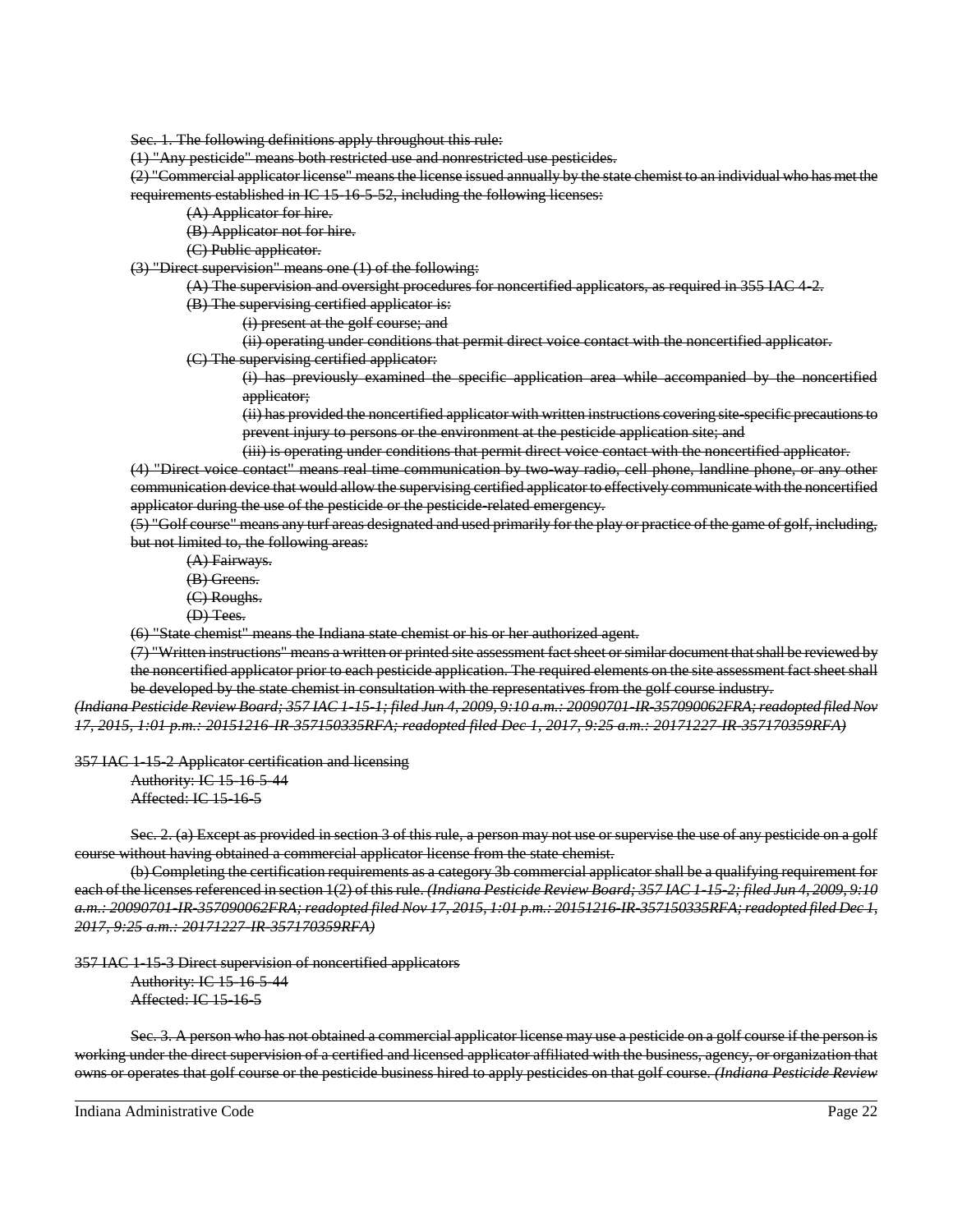~~Sec. 1. The following definitions apply throughout this rule:~~

~~(1) "Any pesticide" means both restricted use and nonrestricted use pesticides.~~

~~(2) "Commercial applicator license" means the license issued annually by the state chemist to an individual who has met the requirements established in IC 15-16-5-52, including the following licenses:~~

~~(A) Applicator for hire.~~

~~(B) Applicator not for hire.~~

~~(C) Public applicator.~~

~~(3) "Direct supervision" means one (1) of the following:~~

~~(A) The supervision and oversight procedures for noncertified applicators, as required in 355 IAC 4-2.~~

~~(B) The supervising certified applicator is:~~

~~(i) present at the golf course; and~~

~~(ii) operating under conditions that permit direct voice contact with the noncertified applicator.~~

~~(C) The supervising certified applicator:~~

~~(i) has previously examined the specific application area while accompanied by the noncertified applicator;~~

~~(ii) has provided the noncertified applicator with written instructions covering site-specific precautions to prevent injury to persons or the environment at the pesticide application site; and~~

~~(iii) is operating under conditions that permit direct voice contact with the noncertified applicator.~~

~~(4) "Direct voice contact" means real time communication by two-way radio, cell phone, landline phone, or any other communication device that would allow the supervising certified applicator to effectively communicate with the noncertified applicator during the use of the pesticide or the pesticide-related emergency.~~

~~(5) "Golf course" means any turf areas designated and used primarily for the play or practice of the game of golf, including, but not limited to, the following areas:~~

~~(A) Fairways.~~

~~(B) Greens.~~

~~(C) Roughs.~~

~~(D) Tees.~~

~~(6) "State chemist" means the Indiana state chemist or his or her authorized agent.~~

~~(7) "Written instructions" means a written or printed site assessment fact sheet or similar document that shall be reviewed by the noncertified applicator prior to each pesticide application. The required elements on the site assessment fact sheet shall be developed by the state chemist in consultation with the representatives from the golf course industry.~~
~~*(Indiana Pesticide Review Board; 357 IAC 1-15-1; filed Jun 4, 2009, 9:10 a.m.: 20090701-IR-357090062FRA; readopted filed Nov 17, 2015, 1:01 p.m.: 20151216-IR-357150335RFA; readopted filed Dec 1, 2017, 9:25 a.m.: 20171227-IR-357170359RFA)*~~

~~357 IAC 1-15-2 Applicator certification and licensing~~

~~Authority: IC 15-16-5-44~~
~~Affected: IC 15-16-5~~

~~Sec. 2. (a) Except as provided in section 3 of this rule, a person may not use or supervise the use of any pesticide on a golf course without having obtained a commercial applicator license from the state chemist.~~

~~(b) Completing the certification requirements as a category 3b commercial applicator shall be a qualifying requirement for each of the licenses referenced in section 1(2) of this rule.~~ ~~*(Indiana Pesticide Review Board; 357 IAC 1-15-2; filed Jun 4, 2009, 9:10 a.m.: 20090701-IR-357090062FRA; readopted filed Nov 17, 2015, 1:01 p.m.: 20151216-IR-357150335RFA; readopted filed Dec 1, 2017, 9:25 a.m.: 20171227-IR-357170359RFA)*~~

~~357 IAC 1-15-3 Direct supervision of noncertified applicators~~

~~Authority: IC 15-16-5-44~~
~~Affected: IC 15-16-5~~

~~Sec. 3. A person who has not obtained a commercial applicator license may use a pesticide on a golf course if the person is working under the direct supervision of a certified and licensed applicator affiliated with the business, agency, or organization that owns or operates that golf course or the pesticide business hired to apply pesticides on that golf course.~~ ~~*(Indiana Pesticide Review*~~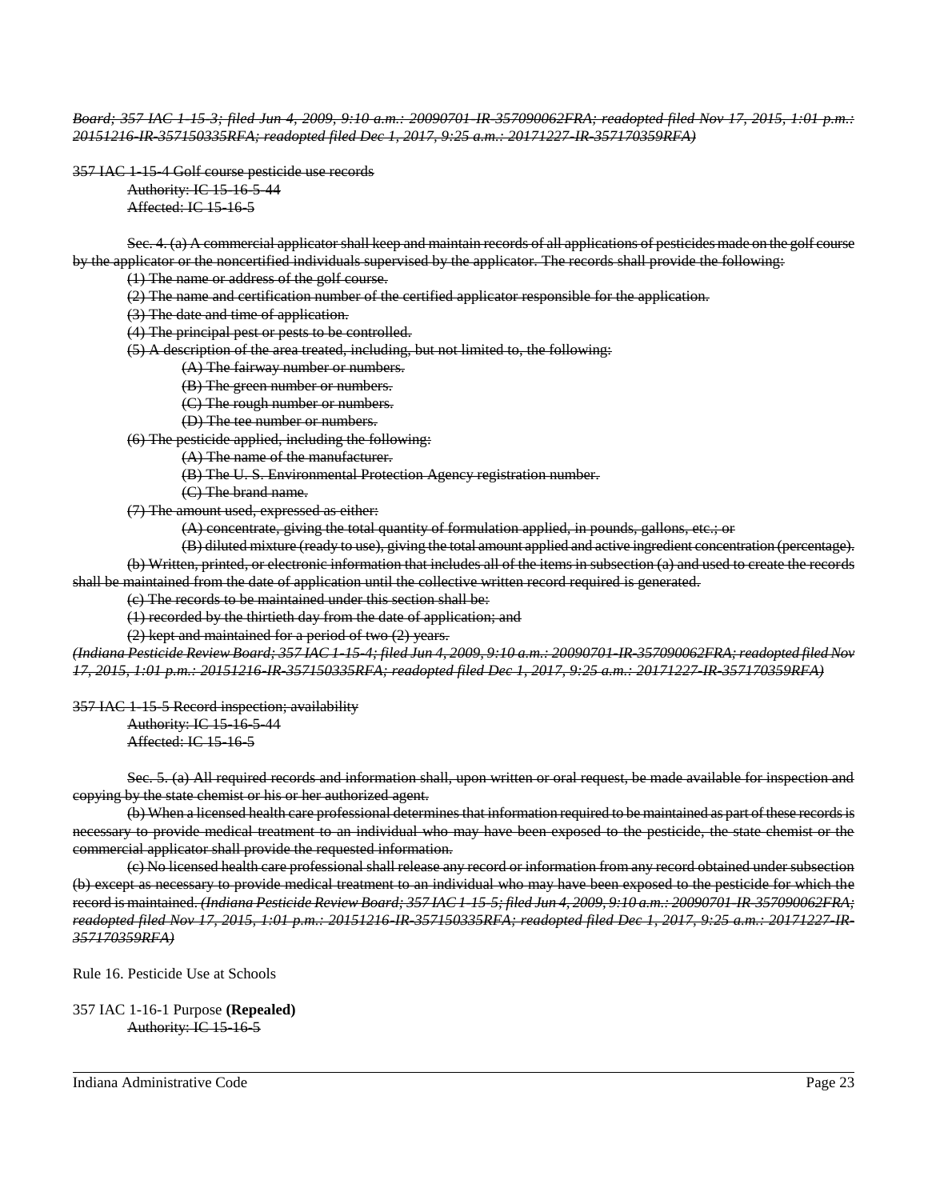~~*Board; 357 IAC 1-15-3; filed Jun 4, 2009, 9:10 a.m.: 20090701-IR-357090062FRA; readopted filed Nov 17, 2015, 1:01 p.m.: 20151216-IR-357150335RFA; readopted filed Dec 1, 2017, 9:25 a.m.: 20171227-IR-357170359RFA)*~~

~~357 IAC 1-15-4 Golf course pesticide use records~~

~~Authority: IC 15-16-5-44~~
~~Affected: IC 15-16-5~~

~~Sec. 4. (a) A commercial applicator shall keep and maintain records of all applications of pesticides made on the golf course by the applicator or the noncertified individuals supervised by the applicator. The records shall provide the following:~~

~~(1) The name or address of the golf course.~~
~~(2) The name and certification number of the certified applicator responsible for the application.~~
~~(3) The date and time of application.~~
~~(4) The principal pest or pests to be controlled.~~
~~(5) A description of the area treated, including, but not limited to, the following:~~
~~(A) The fairway number or numbers.~~
~~(B) The green number or numbers.~~
~~(C) The rough number or numbers.~~
~~(D) The tee number or numbers.~~
~~(6) The pesticide applied, including the following:~~
~~(A) The name of the manufacturer.~~
~~(B) The U. S. Environmental Protection Agency registration number.~~
~~(C) The brand name.~~
~~(7) The amount used, expressed as either:~~
~~(A) concentrate, giving the total quantity of formulation applied, in pounds, gallons, etc.; or~~
~~(B) diluted mixture (ready to use), giving the total amount applied and active ingredient concentration (percentage).~~

~~(b) Written, printed, or electronic information that includes all of the items in subsection (a) and used to create the records shall be maintained from the date of application until the collective written record required is generated.~~

~~(c) The records to be maintained under this section shall be:~~
~~(1) recorded by the thirtieth day from the date of application; and~~
~~(2) kept and maintained for a period of two (2) years.~~

~~*(Indiana Pesticide Review Board; 357 IAC 1-15-4; filed Jun 4, 2009, 9:10 a.m.: 20090701-IR-357090062FRA; readopted filed Nov 17, 2015, 1:01 p.m.: 20151216-IR-357150335RFA; readopted filed Dec 1, 2017, 9:25 a.m.: 20171227-IR-357170359RFA)*~~

~~357 IAC 1-15-5 Record inspection; availability~~

~~Authority: IC 15-16-5-44~~
~~Affected: IC 15-16-5~~

~~Sec. 5. (a) All required records and information shall, upon written or oral request, be made available for inspection and copying by the state chemist or his or her authorized agent.~~

~~(b) When a licensed health care professional determines that information required to be maintained as part of these records is necessary to provide medical treatment to an individual who may have been exposed to the pesticide, the state chemist or the commercial applicator shall provide the requested information.~~

~~(c) No licensed health care professional shall release any record or information from any record obtained under subsection (b) except as necessary to provide medical treatment to an individual who may have been exposed to the pesticide for which the record is maintained. *(Indiana Pesticide Review Board; 357 IAC 1-15-5; filed Jun 4, 2009, 9:10 a.m.: 20090701-IR-357090062FRA; readopted filed Nov 17, 2015, 1:01 p.m.: 20151216-IR-357150335RFA; readopted filed Dec 1, 2017, 9:25 a.m.: 20171227-IR-357170359RFA)*~~

Rule 16. Pesticide Use at Schools

357 IAC 1-16-1 Purpose **(Repealed)**

~~Authority: IC 15-16-5~~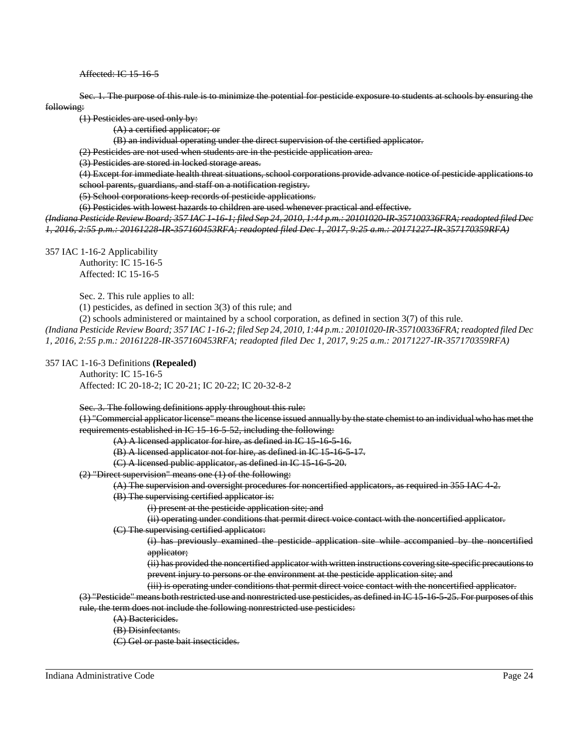~~Affected: IC 15-16-5~~

~~Sec. 1. The purpose of this rule is to minimize the potential for pesticide exposure to students at schools by ensuring the following:~~

~~(1) Pesticides are used only by:~~

~~(A) a certified applicator; or~~

~~(B) an individual operating under the direct supervision of the certified applicator.~~

~~(2) Pesticides are not used when students are in the pesticide application area.~~

~~(3) Pesticides are stored in locked storage areas.~~

~~(4) Except for immediate health threat situations, school corporations provide advance notice of pesticide applications to school parents, guardians, and staff on a notification registry.~~

~~(5) School corporations keep records of pesticide applications.~~

~~(6) Pesticides with lowest hazards to children are used whenever practical and effective.~~

~~*(Indiana Pesticide Review Board; 357 IAC 1-16-1; filed Sep 24, 2010, 1:44 p.m.: 20101020-IR-357100336FRA; readopted filed Dec 1, 2016, 2:55 p.m.: 20161228-IR-357160453RFA; readopted filed Dec 1, 2017, 9:25 a.m.: 20171227-IR-357170359RFA)*~~

357 IAC 1-16-2 Applicability

Authority: IC 15-16-5

Affected: IC 15-16-5

Sec. 2. This rule applies to all:

(1) pesticides, as defined in section 3(3) of this rule; and

(2) schools administered or maintained by a school corporation, as defined in section 3(7) of this rule.

*(Indiana Pesticide Review Board; 357 IAC 1-16-2; filed Sep 24, 2010, 1:44 p.m.: 20101020-IR-357100336FRA; readopted filed Dec 1, 2016, 2:55 p.m.: 20161228-IR-357160453RFA; readopted filed Dec 1, 2017, 9:25 a.m.: 20171227-IR-357170359RFA)*

357 IAC 1-16-3 Definitions **(Repealed)**

Authority: IC 15-16-5

Affected: IC 20-18-2; IC 20-21; IC 20-22; IC 20-32-8-2

~~Sec. 3. The following definitions apply throughout this rule:~~

~~(1) "Commercial applicator license" means the license issued annually by the state chemist to an individual who has met the requirements established in IC 15-16-5-52, including the following:~~

~~(A) A licensed applicator for hire, as defined in IC 15-16-5-16.~~

~~(B) A licensed applicator not for hire, as defined in IC 15-16-5-17.~~

~~(C) A licensed public applicator, as defined in IC 15-16-5-20.~~

~~(2) "Direct supervision" means one (1) of the following:~~

~~(A) The supervision and oversight procedures for noncertified applicators, as required in 355 IAC 4-2.~~

~~(B) The supervising certified applicator is:~~

~~(i) present at the pesticide application site; and~~

~~(ii) operating under conditions that permit direct voice contact with the noncertified applicator.~~

~~(C) The supervising certified applicator:~~

~~(i) has previously examined the pesticide application site while accompanied by the noncertified applicator;~~

~~(ii) has provided the noncertified applicator with written instructions covering site-specific precautions to prevent injury to persons or the environment at the pesticide application site; and~~

~~(iii) is operating under conditions that permit direct voice contact with the noncertified applicator.~~

~~(3) "Pesticide" means both restricted use and nonrestricted use pesticides, as defined in IC 15-16-5-25. For purposes of this rule, the term does not include the following nonrestricted use pesticides:~~

~~(A) Bactericides.~~

~~(B) Disinfectants.~~

~~(C) Gel or paste bait insecticides.~~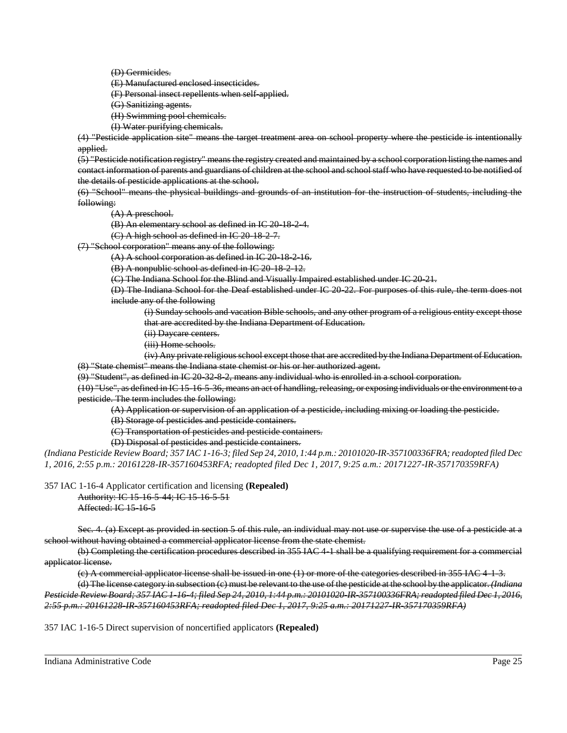(D) Germicides.

(E) Manufactured enclosed insecticides.

(F) Personal insect repellents when self-applied.

(G) Sanitizing agents.

(H) Swimming pool chemicals.

(I) Water purifying chemicals.

(4) "Pesticide application site" means the target treatment area on school property where the pesticide is intentionally applied.

(5) "Pesticide notification registry" means the registry created and maintained by a school corporation listing the names and contact information of parents and guardians of children at the school and school staff who have requested to be notified of the details of pesticide applications at the school.

(6) "School" means the physical buildings and grounds of an institution for the instruction of students, including the following:

(A) A preschool.

(B) An elementary school as defined in IC 20-18-2-4.

(C) A high school as defined in IC 20-18-2-7.

(7) "School corporation" means any of the following:

(A) A school corporation as defined in IC 20-18-2-16.

(B) A nonpublic school as defined in IC 20-18-2-12.

(C) The Indiana School for the Blind and Visually Impaired established under IC 20-21.

(D) The Indiana School for the Deaf established under IC 20-22. For purposes of this rule, the term does not include any of the following

(i) Sunday schools and vacation Bible schools, and any other program of a religious entity except those that are accredited by the Indiana Department of Education.

(ii) Daycare centers.

(iii) Home schools.

(iv) Any private religious school except those that are accredited by the Indiana Department of Education.

(8) "State chemist" means the Indiana state chemist or his or her authorized agent.

(9) "Student", as defined in IC 20-32-8-2, means any individual who is enrolled in a school corporation.

(10) "Use", as defined in IC 15-16-5-36, means an act of handling, releasing, or exposing individuals or the environment to a pesticide. The term includes the following:

(A) Application or supervision of an application of a pesticide, including mixing or loading the pesticide.

(B) Storage of pesticides and pesticide containers.

(C) Transportation of pesticides and pesticide containers.

(D) Disposal of pesticides and pesticide containers.

*(Indiana Pesticide Review Board; 357 IAC 1-16-3; filed Sep 24, 2010, 1:44 p.m.: 20101020-IR-357100336FRA; readopted filed Dec 1, 2016, 2:55 p.m.: 20161228-IR-357160453RFA; readopted filed Dec 1, 2017, 9:25 a.m.: 20171227-IR-357170359RFA)*

357 IAC 1-16-4 Applicator certification and licensing **(Repealed)**

Authority: IC 15-16-5-44; IC 15-16-5-51
Affected: IC 15-16-5

Sec. 4. (a) Except as provided in section 5 of this rule, an individual may not use or supervise the use of a pesticide at a school without having obtained a commercial applicator license from the state chemist.

(b) Completing the certification procedures described in 355 IAC 4-1 shall be a qualifying requirement for a commercial applicator license.

(c) A commercial applicator license shall be issued in one (1) or more of the categories described in 355 IAC 4-1-3.

(d) The license category in subsection (c) must be relevant to the use of the pesticide at the school by the applicator. *(Indiana Pesticide Review Board; 357 IAC 1-16-4; filed Sep 24, 2010, 1:44 p.m.: 20101020-IR-357100336FRA; readopted filed Dec 1, 2016, 2:55 p.m.: 20161228-IR-357160453RFA; readopted filed Dec 1, 2017, 9:25 a.m.: 20171227-IR-357170359RFA)*

357 IAC 1-16-5 Direct supervision of noncertified applicators **(Repealed)**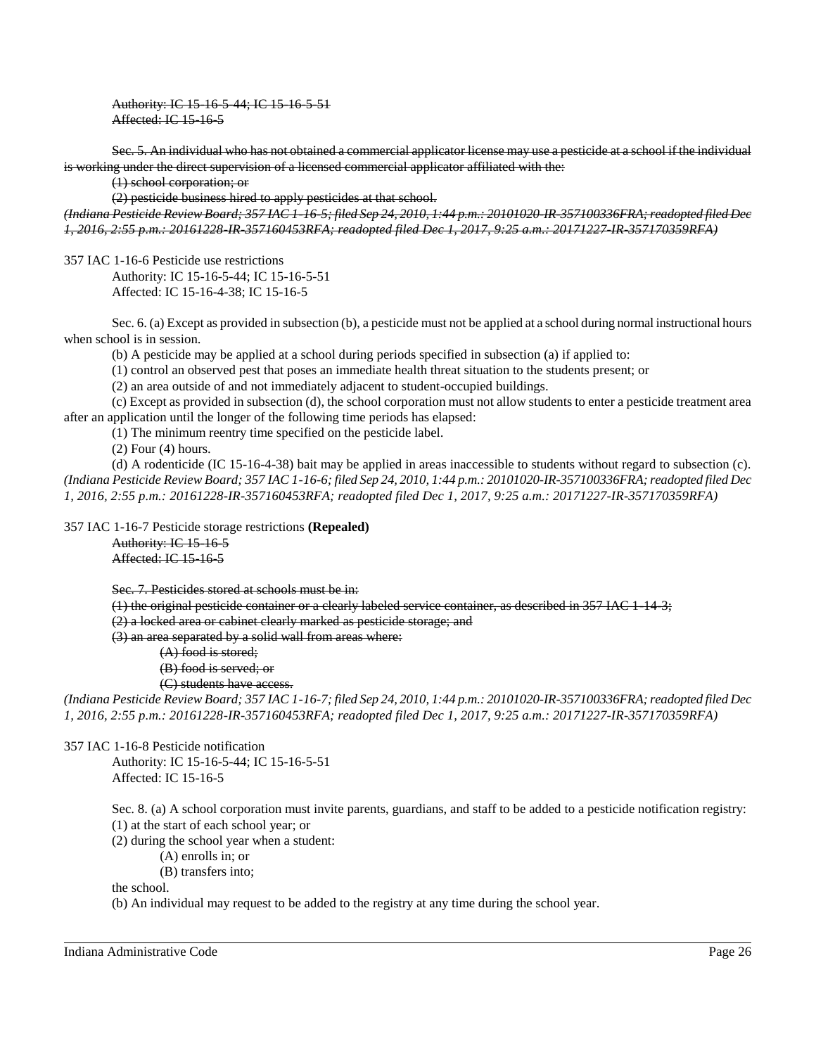~~Authority: IC 15-16-5-44; IC 15-16-5-51~~
~~Affected: IC 15-16-5~~

~~Sec. 5. An individual who has not obtained a commercial applicator license may use a pesticide at a school if the individual is working under the direct supervision of a licensed commercial applicator affiliated with the:~~

~~(1) school corporation; or~~

~~(2) pesticide business hired to apply pesticides at that school.~~

~~*(Indiana Pesticide Review Board; 357 IAC 1-16-5; filed Sep 24, 2010, 1:44 p.m.: 20101020-IR-357100336FRA; readopted filed Dec 1, 2016, 2:55 p.m.: 20161228-IR-357160453RFA; readopted filed Dec 1, 2017, 9:25 a.m.: 20171227-IR-357170359RFA)*~~

357 IAC 1-16-6 Pesticide use restrictions

Authority: IC 15-16-5-44; IC 15-16-5-51
Affected: IC 15-16-4-38; IC 15-16-5

Sec. 6. (a) Except as provided in subsection (b), a pesticide must not be applied at a school during normal instructional hours when school is in session.

(b) A pesticide may be applied at a school during periods specified in subsection (a) if applied to:

(1) control an observed pest that poses an immediate health threat situation to the students present; or

(2) an area outside of and not immediately adjacent to student-occupied buildings.

(c) Except as provided in subsection (d), the school corporation must not allow students to enter a pesticide treatment area after an application until the longer of the following time periods has elapsed:

(1) The minimum reentry time specified on the pesticide label.

(2) Four (4) hours.

(d) A rodenticide (IC 15-16-4-38) bait may be applied in areas inaccessible to students without regard to subsection (c).

*(Indiana Pesticide Review Board; 357 IAC 1-16-6; filed Sep 24, 2010, 1:44 p.m.: 20101020-IR-357100336FRA; readopted filed Dec 1, 2016, 2:55 p.m.: 20161228-IR-357160453RFA; readopted filed Dec 1, 2017, 9:25 a.m.: 20171227-IR-357170359RFA)*

357 IAC 1-16-7 Pesticide storage restrictions **(Repealed)**

~~Authority: IC 15-16-5~~
~~Affected: IC 15-16-5~~

~~Sec. 7. Pesticides stored at schools must be in:~~

~~(1) the original pesticide container or a clearly labeled service container, as described in 357 IAC 1-14-3;~~

~~(2) a locked area or cabinet clearly marked as pesticide storage; and~~

~~(3) an area separated by a solid wall from areas where:~~

~~(A) food is stored;~~

~~(B) food is served; or~~

~~(C) students have access.~~

*(Indiana Pesticide Review Board; 357 IAC 1-16-7; filed Sep 24, 2010, 1:44 p.m.: 20101020-IR-357100336FRA; readopted filed Dec 1, 2016, 2:55 p.m.: 20161228-IR-357160453RFA; readopted filed Dec 1, 2017, 9:25 a.m.: 20171227-IR-357170359RFA)*

357 IAC 1-16-8 Pesticide notification

Authority: IC 15-16-5-44; IC 15-16-5-51
Affected: IC 15-16-5

Sec. 8. (a) A school corporation must invite parents, guardians, and staff to be added to a pesticide notification registry:

(1) at the start of each school year; or

(2) during the school year when a student:

(A) enrolls in; or

(B) transfers into;

the school.

(b) An individual may request to be added to the registry at any time during the school year.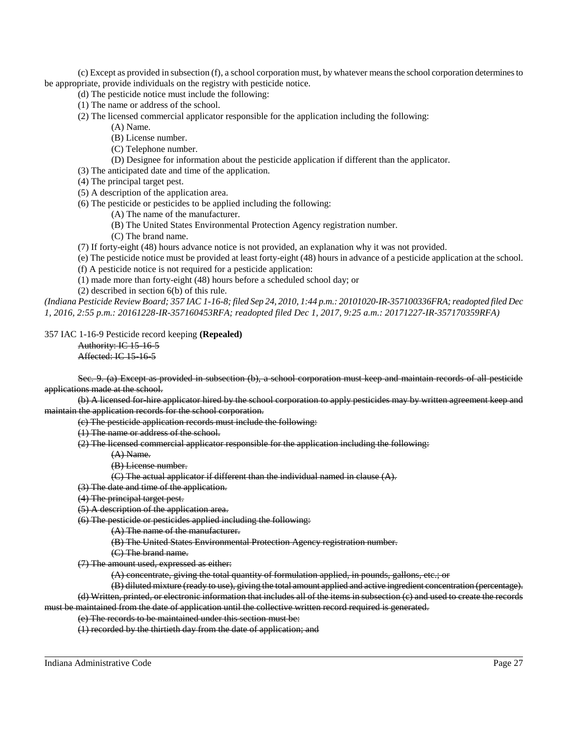(c) Except as provided in subsection (f), a school corporation must, by whatever means the school corporation determines to be appropriate, provide individuals on the registry with pesticide notice.

(d) The pesticide notice must include the following:

(1) The name or address of the school.

(2) The licensed commercial applicator responsible for the application including the following:

(A) Name.

(B) License number.

(C) Telephone number.

(D) Designee for information about the pesticide application if different than the applicator.

(3) The anticipated date and time of the application.

(4) The principal target pest.

(5) A description of the application area.

(6) The pesticide or pesticides to be applied including the following:

(A) The name of the manufacturer.

(B) The United States Environmental Protection Agency registration number.

(C) The brand name.

(7) If forty-eight (48) hours advance notice is not provided, an explanation why it was not provided.

(e) The pesticide notice must be provided at least forty-eight (48) hours in advance of a pesticide application at the school.

(f) A pesticide notice is not required for a pesticide application:

(1) made more than forty-eight (48) hours before a scheduled school day; or

(2) described in section 6(b) of this rule.

*(Indiana Pesticide Review Board; 357 IAC 1-16-8; filed Sep 24, 2010, 1:44 p.m.: 20101020-IR-357100336FRA; readopted filed Dec 1, 2016, 2:55 p.m.: 20161228-IR-357160453RFA; readopted filed Dec 1, 2017, 9:25 a.m.: 20171227-IR-357170359RFA)*

357 IAC 1-16-9 Pesticide record keeping **(Repealed)**

~~Authority: IC 15-16-5~~
~~Affected: IC 15-16-5~~

~~Sec. 9. (a) Except as provided in subsection (b), a school corporation must keep and maintain records of all pesticide applications made at the school.~~

~~(b) A licensed for-hire applicator hired by the school corporation to apply pesticides may by written agreement keep and maintain the application records for the school corporation.~~

~~(c) The pesticide application records must include the following:~~

~~(1) The name or address of the school.~~

~~(2) The licensed commercial applicator responsible for the application including the following:~~

~~(A) Name.~~

~~(B) License number.~~

~~(C) The actual applicator if different than the individual named in clause (A).~~

~~(3) The date and time of the application.~~

~~(4) The principal target pest.~~

~~(5) A description of the application area.~~

~~(6) The pesticide or pesticides applied including the following:~~

~~(A) The name of the manufacturer.~~

~~(B) The United States Environmental Protection Agency registration number.~~

~~(C) The brand name.~~

~~(7) The amount used, expressed as either:~~

~~(A) concentrate, giving the total quantity of formulation applied, in pounds, gallons, etc.; or~~

~~(B) diluted mixture (ready to use), giving the total amount applied and active ingredient concentration (percentage).~~

~~(d) Written, printed, or electronic information that includes all of the items in subsection (c) and used to create the records must be maintained from the date of application until the collective written record required is generated.~~

~~(e) The records to be maintained under this section must be:~~

~~(1) recorded by the thirtieth day from the date of application; and~~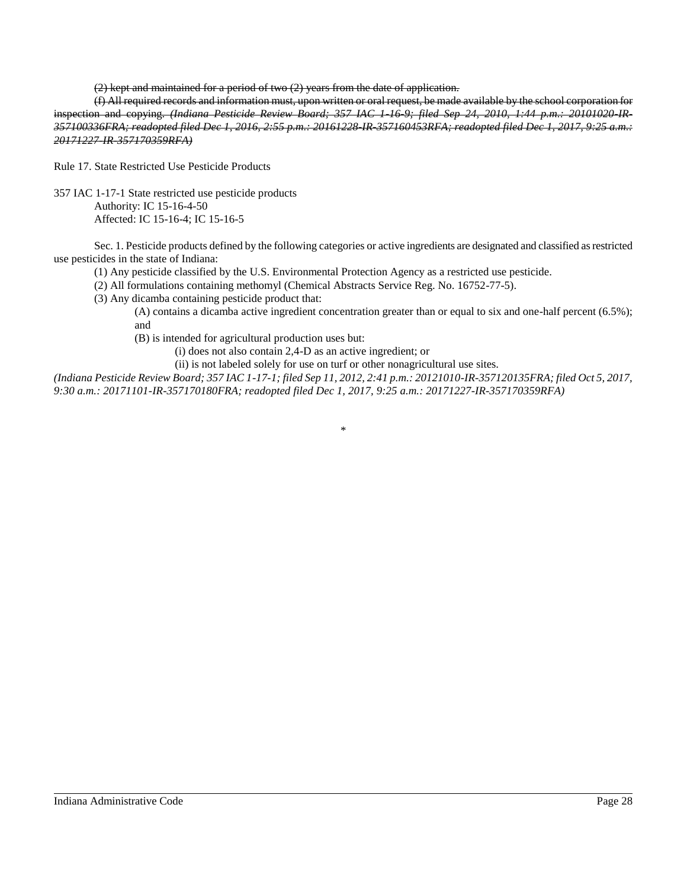~~(2) kept and maintained for a period of two (2) years from the date of application.~~

~~(f) All required records and information must, upon written or oral request, be made available by the school corporation for inspection and copying.~~ ~~*(Indiana Pesticide Review Board; 357 IAC 1-16-9; filed Sep 24, 2010, 1:44 p.m.: 20101020-IR-357100336FRA; readopted filed Dec 1, 2016, 2:55 p.m.: 20161228-IR-357160453RFA; readopted filed Dec 1, 2017, 9:25 a.m.: 20171227-IR-357170359RFA)*~~

Rule 17. State Restricted Use Pesticide Products

357 IAC 1-17-1 State restricted use pesticide products
Authority: IC 15-16-4-50
Affected: IC 15-16-4; IC 15-16-5

Sec. 1. Pesticide products defined by the following categories or active ingredients are designated and classified as restricted use pesticides in the state of Indiana:

(1) Any pesticide classified by the U.S. Environmental Protection Agency as a restricted use pesticide.

(2) All formulations containing methomyl (Chemical Abstracts Service Reg. No. 16752-77-5).

(3) Any dicamba containing pesticide product that:

(A) contains a dicamba active ingredient concentration greater than or equal to six and one-half percent (6.5%); and

(B) is intended for agricultural production uses but:

(i) does not also contain 2,4-D as an active ingredient; or

(ii) is not labeled solely for use on turf or other nonagricultural use sites.

*(Indiana Pesticide Review Board; 357 IAC 1-17-1; filed Sep 11, 2012, 2:41 p.m.: 20121010-IR-357120135FRA; filed Oct 5, 2017, 9:30 a.m.: 20171101-IR-357170180FRA; readopted filed Dec 1, 2017, 9:25 a.m.: 20171227-IR-357170359RFA)*

*